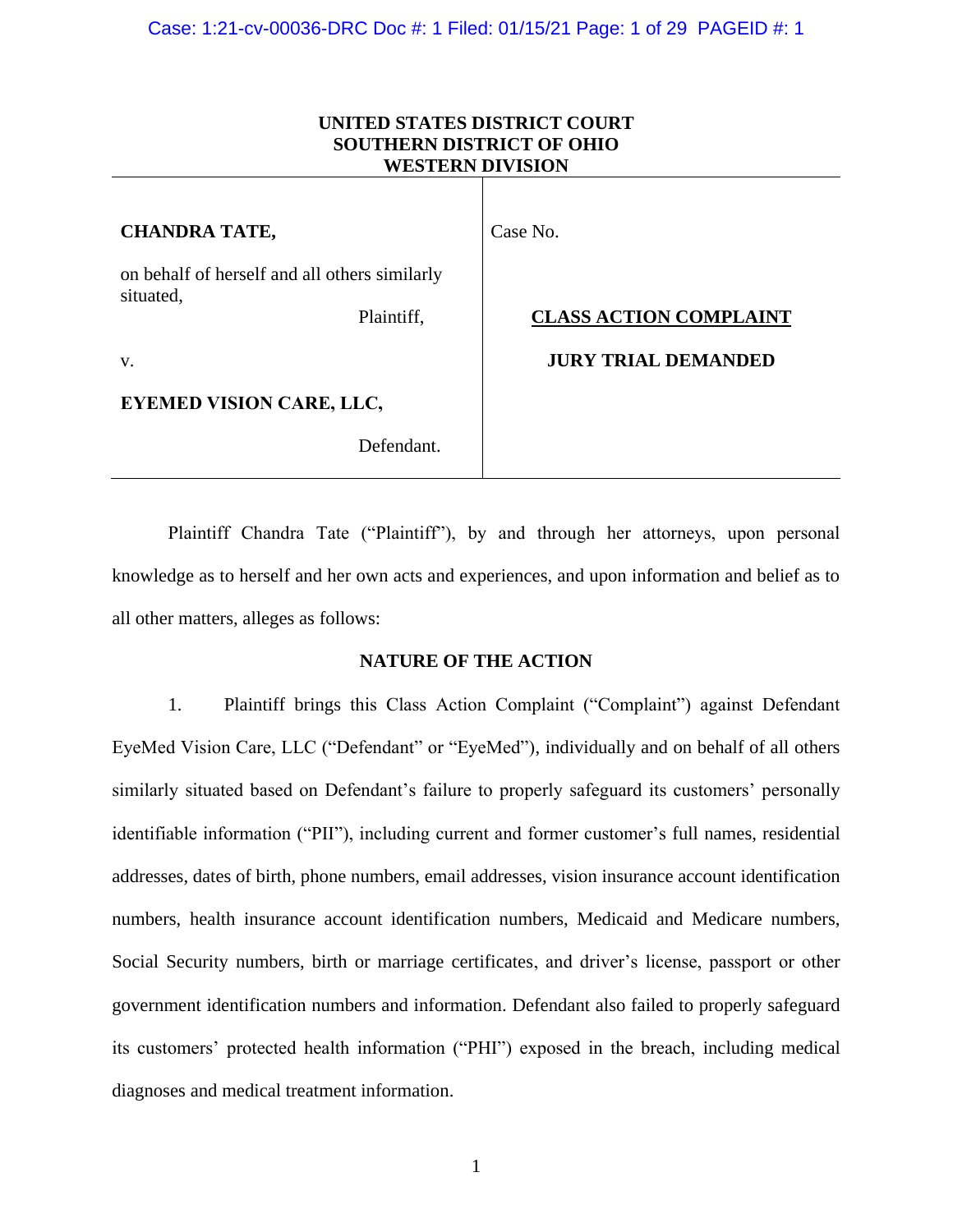**UNITED STATES DISTRICT COURT**
**SOUTHERN DISTRICT OF OHIO**
**WESTERN DIVISION**

| | |
|---|---|
| **CHANDRA TATE,**<br><br>on behalf of herself and all others similarly situated,<br><br>Plaintiff,<br><br>v.<br><br>**EYEMED VISION CARE, LLC,**<br><br>Defendant. | Case No.<br><br>**CLASS ACTION COMPLAINT**<br><br>**JURY TRIAL DEMANDED** |

Plaintiff Chandra Tate ("Plaintiff"), by and through her attorneys, upon personal knowledge as to herself and her own acts and experiences, and upon information and belief as to all other matters, alleges as follows:

## NATURE OF THE ACTION

1. Plaintiff brings this Class Action Complaint ("Complaint") against Defendant EyeMed Vision Care, LLC ("Defendant" or "EyeMed"), individually and on behalf of all others similarly situated based on Defendant's failure to properly safeguard its customers' personally identifiable information ("PII"), including current and former customer's full names, residential addresses, dates of birth, phone numbers, email addresses, vision insurance account identification numbers, health insurance account identification numbers, Medicaid and Medicare numbers, Social Security numbers, birth or marriage certificates, and driver's license, passport or other government identification numbers and information. Defendant also failed to properly safeguard its customers' protected health information ("PHI") exposed in the breach, including medical diagnoses and medical treatment information.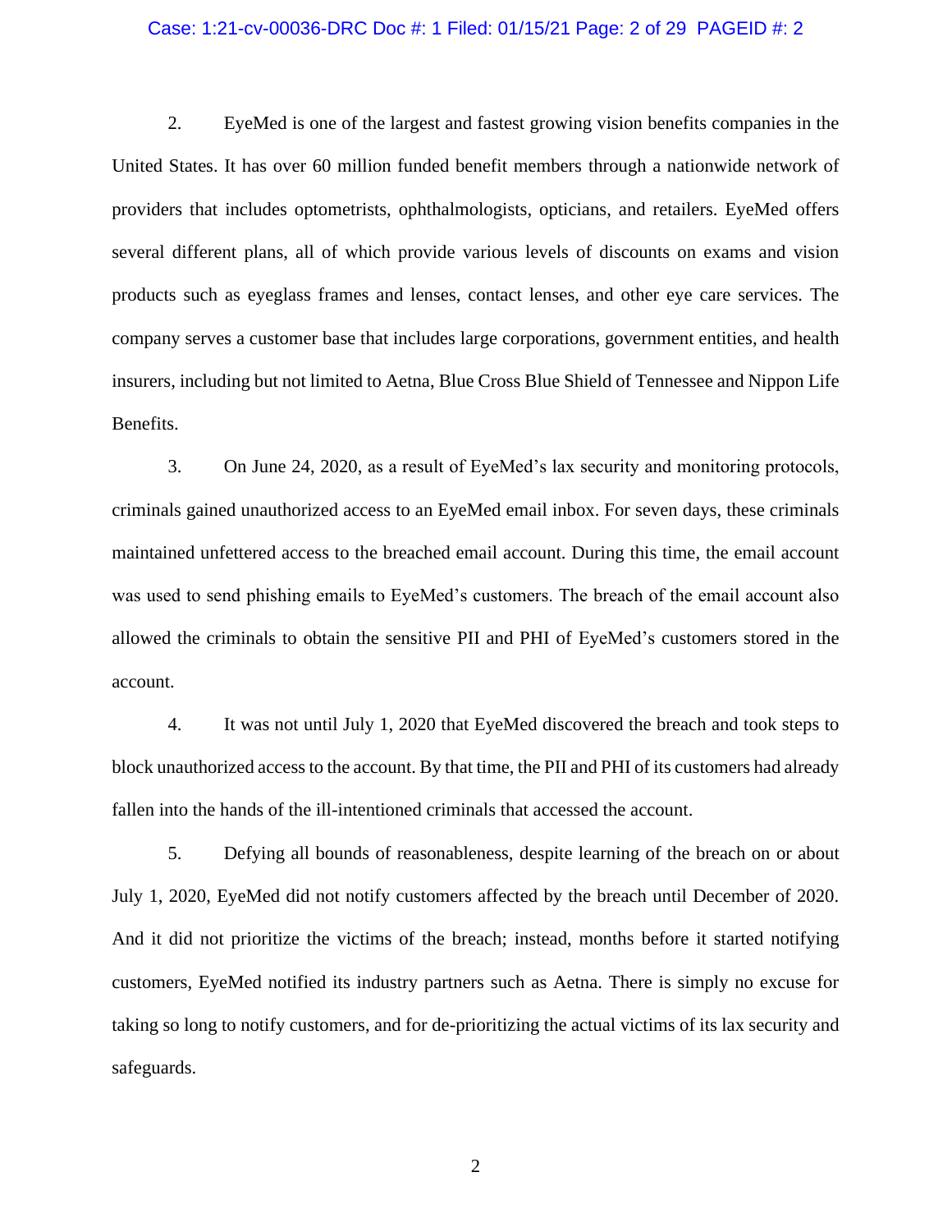2. EyeMed is one of the largest and fastest growing vision benefits companies in the United States. It has over 60 million funded benefit members through a nationwide network of providers that includes optometrists, ophthalmologists, opticians, and retailers. EyeMed offers several different plans, all of which provide various levels of discounts on exams and vision products such as eyeglass frames and lenses, contact lenses, and other eye care services. The company serves a customer base that includes large corporations, government entities, and health insurers, including but not limited to Aetna, Blue Cross Blue Shield of Tennessee and Nippon Life Benefits.

3. On June 24, 2020, as a result of EyeMed's lax security and monitoring protocols, criminals gained unauthorized access to an EyeMed email inbox. For seven days, these criminals maintained unfettered access to the breached email account. During this time, the email account was used to send phishing emails to EyeMed's customers. The breach of the email account also allowed the criminals to obtain the sensitive PII and PHI of EyeMed's customers stored in the account.

4. It was not until July 1, 2020 that EyeMed discovered the breach and took steps to block unauthorized access to the account. By that time, the PII and PHI of its customers had already fallen into the hands of the ill-intentioned criminals that accessed the account.

5. Defying all bounds of reasonableness, despite learning of the breach on or about July 1, 2020, EyeMed did not notify customers affected by the breach until December of 2020. And it did not prioritize the victims of the breach; instead, months before it started notifying customers, EyeMed notified its industry partners such as Aetna. There is simply no excuse for taking so long to notify customers, and for de-prioritizing the actual victims of its lax security and safeguards.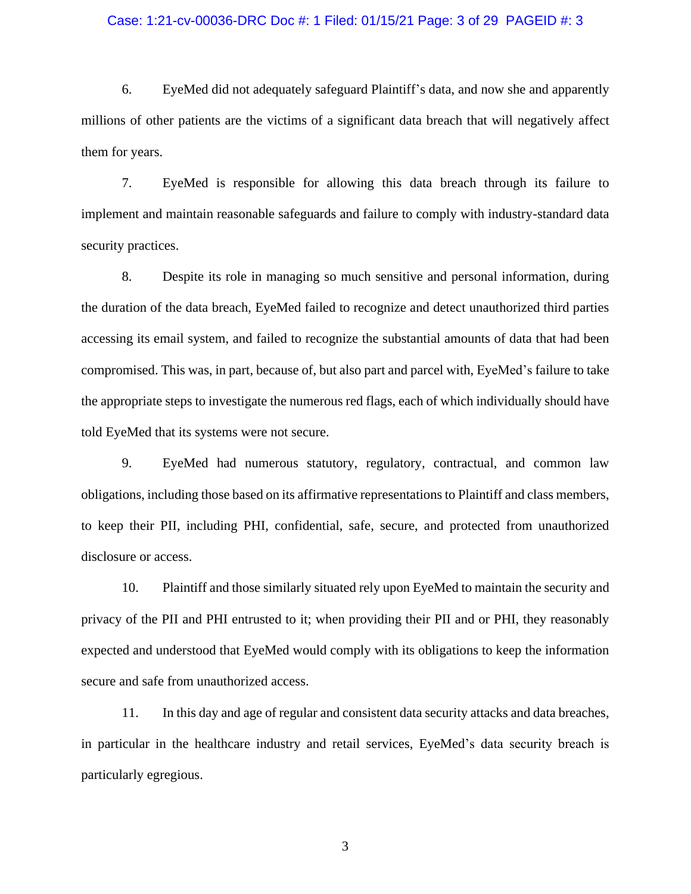6. EyeMed did not adequately safeguard Plaintiff's data, and now she and apparently millions of other patients are the victims of a significant data breach that will negatively affect them for years.

7. EyeMed is responsible for allowing this data breach through its failure to implement and maintain reasonable safeguards and failure to comply with industry-standard data security practices.

8. Despite its role in managing so much sensitive and personal information, during the duration of the data breach, EyeMed failed to recognize and detect unauthorized third parties accessing its email system, and failed to recognize the substantial amounts of data that had been compromised. This was, in part, because of, but also part and parcel with, EyeMed's failure to take the appropriate steps to investigate the numerous red flags, each of which individually should have told EyeMed that its systems were not secure.

9. EyeMed had numerous statutory, regulatory, contractual, and common law obligations, including those based on its affirmative representations to Plaintiff and class members, to keep their PII, including PHI, confidential, safe, secure, and protected from unauthorized disclosure or access.

10. Plaintiff and those similarly situated rely upon EyeMed to maintain the security and privacy of the PII and PHI entrusted to it; when providing their PII and or PHI, they reasonably expected and understood that EyeMed would comply with its obligations to keep the information secure and safe from unauthorized access.

11. In this day and age of regular and consistent data security attacks and data breaches, in particular in the healthcare industry and retail services, EyeMed's data security breach is particularly egregious.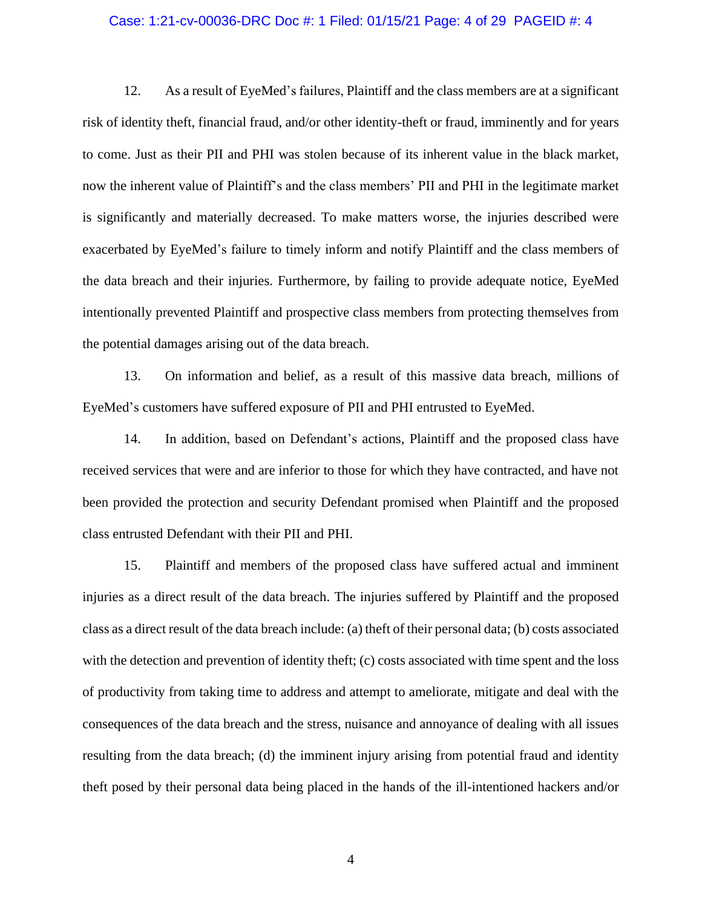12. As a result of EyeMed's failures, Plaintiff and the class members are at a significant risk of identity theft, financial fraud, and/or other identity-theft or fraud, imminently and for years to come. Just as their PII and PHI was stolen because of its inherent value in the black market, now the inherent value of Plaintiff's and the class members' PII and PHI in the legitimate market is significantly and materially decreased. To make matters worse, the injuries described were exacerbated by EyeMed's failure to timely inform and notify Plaintiff and the class members of the data breach and their injuries. Furthermore, by failing to provide adequate notice, EyeMed intentionally prevented Plaintiff and prospective class members from protecting themselves from the potential damages arising out of the data breach.

13. On information and belief, as a result of this massive data breach, millions of EyeMed's customers have suffered exposure of PII and PHI entrusted to EyeMed.

14. In addition, based on Defendant's actions, Plaintiff and the proposed class have received services that were and are inferior to those for which they have contracted, and have not been provided the protection and security Defendant promised when Plaintiff and the proposed class entrusted Defendant with their PII and PHI.

15. Plaintiff and members of the proposed class have suffered actual and imminent injuries as a direct result of the data breach. The injuries suffered by Plaintiff and the proposed class as a direct result of the data breach include: (a) theft of their personal data; (b) costs associated with the detection and prevention of identity theft; (c) costs associated with time spent and the loss of productivity from taking time to address and attempt to ameliorate, mitigate and deal with the consequences of the data breach and the stress, nuisance and annoyance of dealing with all issues resulting from the data breach; (d) the imminent injury arising from potential fraud and identity theft posed by their personal data being placed in the hands of the ill-intentioned hackers and/or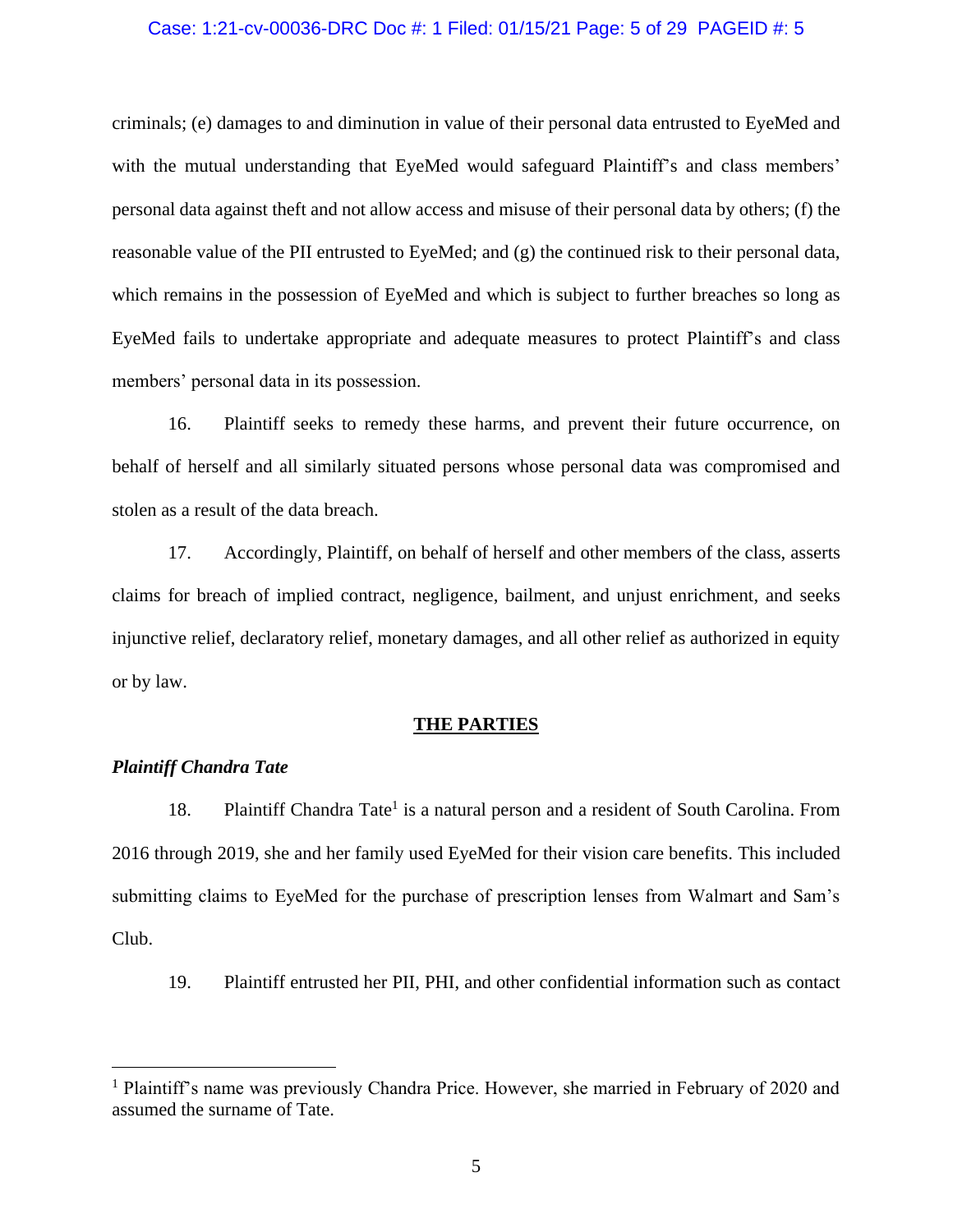criminals; (e) damages to and diminution in value of their personal data entrusted to EyeMed and with the mutual understanding that EyeMed would safeguard Plaintiff's and class members' personal data against theft and not allow access and misuse of their personal data by others; (f) the reasonable value of the PII entrusted to EyeMed; and (g) the continued risk to their personal data, which remains in the possession of EyeMed and which is subject to further breaches so long as EyeMed fails to undertake appropriate and adequate measures to protect Plaintiff's and class members' personal data in its possession.

16. Plaintiff seeks to remedy these harms, and prevent their future occurrence, on behalf of herself and all similarly situated persons whose personal data was compromised and stolen as a result of the data breach.

17. Accordingly, Plaintiff, on behalf of herself and other members of the class, asserts claims for breach of implied contract, negligence, bailment, and unjust enrichment, and seeks injunctive relief, declaratory relief, monetary damages, and all other relief as authorized in equity or by law.

## THE PARTIES

***Plaintiff Chandra Tate***

18. Plaintiff Chandra Tate[1] is a natural person and a resident of South Carolina. From 2016 through 2019, she and her family used EyeMed for their vision care benefits. This included submitting claims to EyeMed for the purchase of prescription lenses from Walmart and Sam's Club.

19. Plaintiff entrusted her PII, PHI, and other confidential information such as contact

[1] Plaintiff's name was previously Chandra Price. However, she married in February of 2020 and assumed the surname of Tate.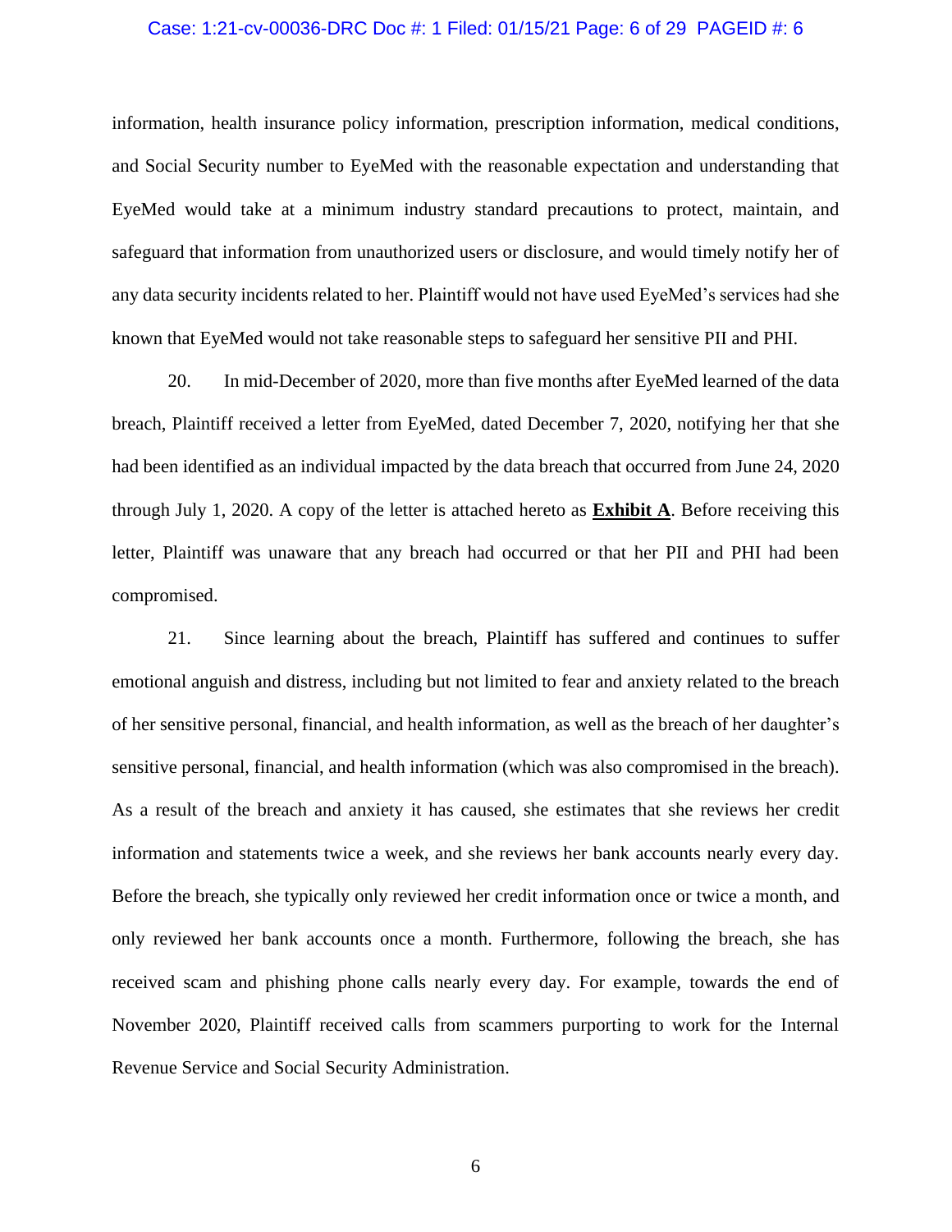information, health insurance policy information, prescription information, medical conditions, and Social Security number to EyeMed with the reasonable expectation and understanding that EyeMed would take at a minimum industry standard precautions to protect, maintain, and safeguard that information from unauthorized users or disclosure, and would timely notify her of any data security incidents related to her. Plaintiff would not have used EyeMed's services had she known that EyeMed would not take reasonable steps to safeguard her sensitive PII and PHI.

20. In mid-December of 2020, more than five months after EyeMed learned of the data breach, Plaintiff received a letter from EyeMed, dated December 7, 2020, notifying her that she had been identified as an individual impacted by the data breach that occurred from June 24, 2020 through July 1, 2020. A copy of the letter is attached hereto as **Exhibit A**. Before receiving this letter, Plaintiff was unaware that any breach had occurred or that her PII and PHI had been compromised.

21. Since learning about the breach, Plaintiff has suffered and continues to suffer emotional anguish and distress, including but not limited to fear and anxiety related to the breach of her sensitive personal, financial, and health information, as well as the breach of her daughter's sensitive personal, financial, and health information (which was also compromised in the breach). As a result of the breach and anxiety it has caused, she estimates that she reviews her credit information and statements twice a week, and she reviews her bank accounts nearly every day. Before the breach, she typically only reviewed her credit information once or twice a month, and only reviewed her bank accounts once a month. Furthermore, following the breach, she has received scam and phishing phone calls nearly every day. For example, towards the end of November 2020, Plaintiff received calls from scammers purporting to work for the Internal Revenue Service and Social Security Administration.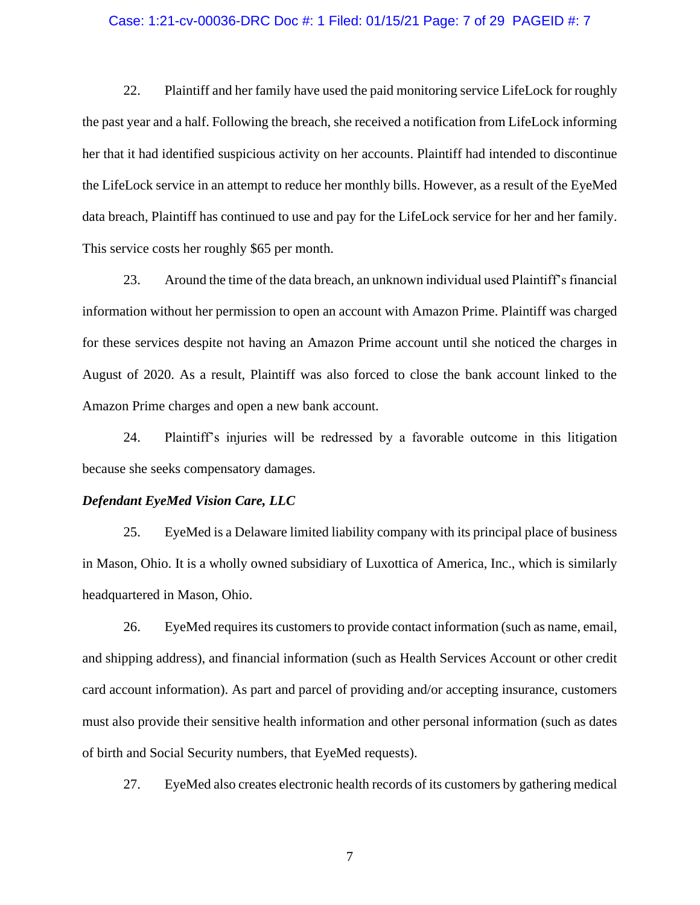22. Plaintiff and her family have used the paid monitoring service LifeLock for roughly the past year and a half. Following the breach, she received a notification from LifeLock informing her that it had identified suspicious activity on her accounts. Plaintiff had intended to discontinue the LifeLock service in an attempt to reduce her monthly bills. However, as a result of the EyeMed data breach, Plaintiff has continued to use and pay for the LifeLock service for her and her family. This service costs her roughly $65 per month.

23. Around the time of the data breach, an unknown individual used Plaintiff's financial information without her permission to open an account with Amazon Prime. Plaintiff was charged for these services despite not having an Amazon Prime account until she noticed the charges in August of 2020. As a result, Plaintiff was also forced to close the bank account linked to the Amazon Prime charges and open a new bank account.

24. Plaintiff's injuries will be redressed by a favorable outcome in this litigation because she seeks compensatory damages.

***Defendant EyeMed Vision Care, LLC***

25. EyeMed is a Delaware limited liability company with its principal place of business in Mason, Ohio. It is a wholly owned subsidiary of Luxottica of America, Inc., which is similarly headquartered in Mason, Ohio.

26. EyeMed requires its customers to provide contact information (such as name, email, and shipping address), and financial information (such as Health Services Account or other credit card account information). As part and parcel of providing and/or accepting insurance, customers must also provide their sensitive health information and other personal information (such as dates of birth and Social Security numbers, that EyeMed requests).

27. EyeMed also creates electronic health records of its customers by gathering medical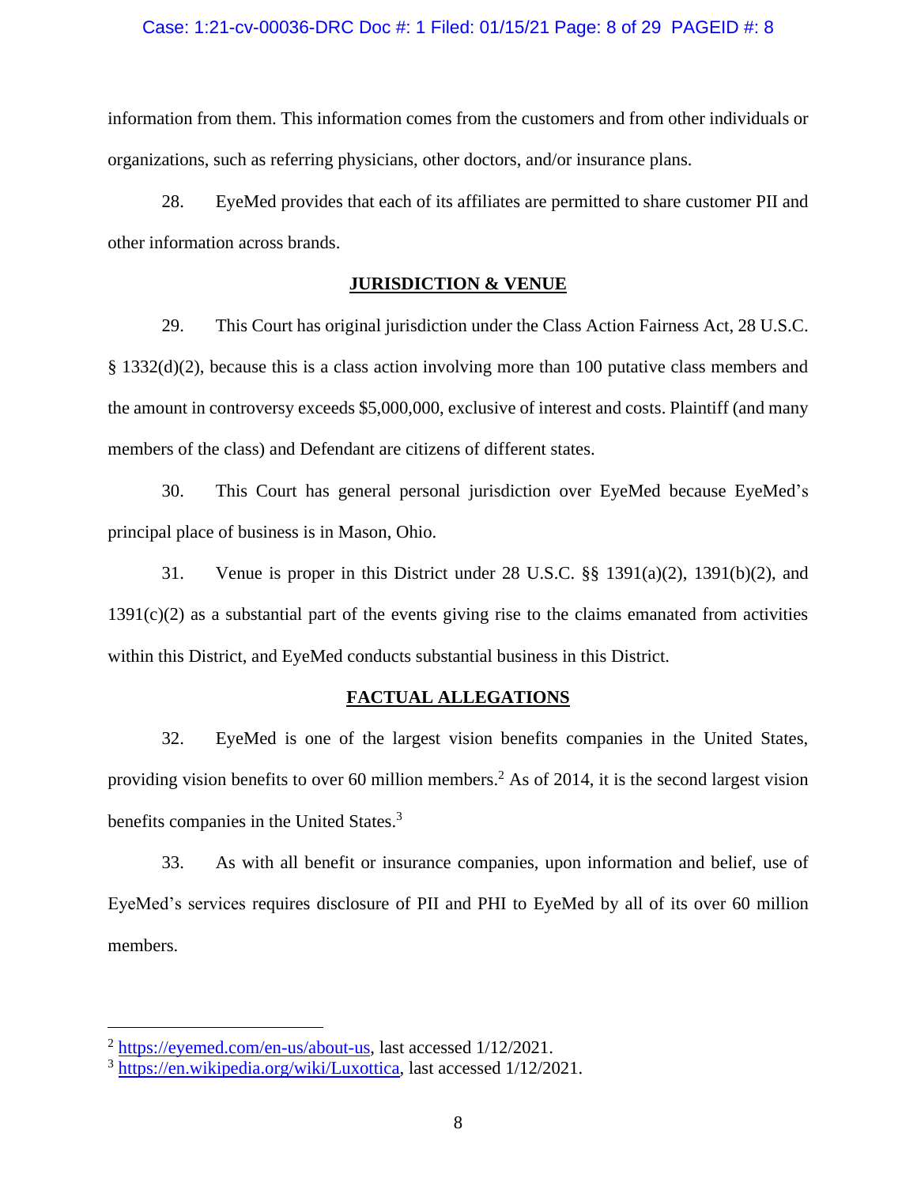information from them. This information comes from the customers and from other individuals or organizations, such as referring physicians, other doctors, and/or insurance plans.

28. EyeMed provides that each of its affiliates are permitted to share customer PII and other information across brands.

## JURISDICTION & VENUE

29. This Court has original jurisdiction under the Class Action Fairness Act, 28 U.S.C. § 1332(d)(2), because this is a class action involving more than 100 putative class members and the amount in controversy exceeds $5,000,000, exclusive of interest and costs. Plaintiff (and many members of the class) and Defendant are citizens of different states.

30. This Court has general personal jurisdiction over EyeMed because EyeMed's principal place of business is in Mason, Ohio.

31. Venue is proper in this District under 28 U.S.C. §§ 1391(a)(2), 1391(b)(2), and 1391(c)(2) as a substantial part of the events giving rise to the claims emanated from activities within this District, and EyeMed conducts substantial business in this District.

## FACTUAL ALLEGATIONS

32. EyeMed is one of the largest vision benefits companies in the United States, providing vision benefits to over 60 million members.[2] As of 2014, it is the second largest vision benefits companies in the United States.[3]

33. As with all benefit or insurance companies, upon information and belief, use of EyeMed's services requires disclosure of PII and PHI to EyeMed by all of its over 60 million members.

---

[2] https://eyemed.com/en-us/about-us, last accessed 1/12/2021.

[3] https://en.wikipedia.org/wiki/Luxottica, last accessed 1/12/2021.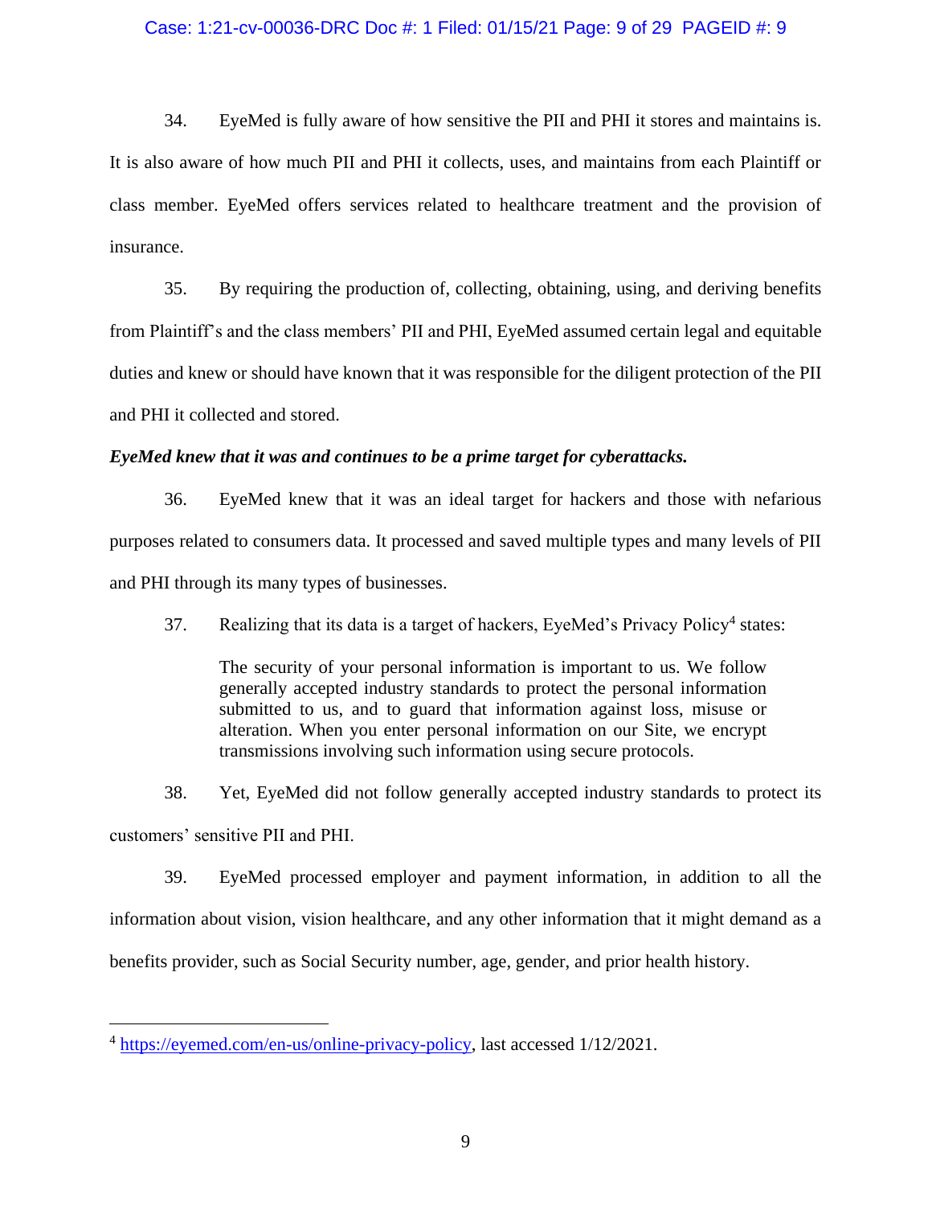34. EyeMed is fully aware of how sensitive the PII and PHI it stores and maintains is. It is also aware of how much PII and PHI it collects, uses, and maintains from each Plaintiff or class member. EyeMed offers services related to healthcare treatment and the provision of insurance.

35. By requiring the production of, collecting, obtaining, using, and deriving benefits from Plaintiff's and the class members' PII and PHI, EyeMed assumed certain legal and equitable duties and knew or should have known that it was responsible for the diligent protection of the PII and PHI it collected and stored.

***EyeMed knew that it was and continues to be a prime target for cyberattacks.***

36. EyeMed knew that it was an ideal target for hackers and those with nefarious purposes related to consumers data. It processed and saved multiple types and many levels of PII and PHI through its many types of businesses.

37. Realizing that its data is a target of hackers, EyeMed's Privacy Policy[4] states:

> The security of your personal information is important to us. We follow generally accepted industry standards to protect the personal information submitted to us, and to guard that information against loss, misuse or alteration. When you enter personal information on our Site, we encrypt transmissions involving such information using secure protocols.

38. Yet, EyeMed did not follow generally accepted industry standards to protect its customers' sensitive PII and PHI.

39. EyeMed processed employer and payment information, in addition to all the information about vision, vision healthcare, and any other information that it might demand as a benefits provider, such as Social Security number, age, gender, and prior health history.

---

[4] https://eyemed.com/en-us/online-privacy-policy, last accessed 1/12/2021.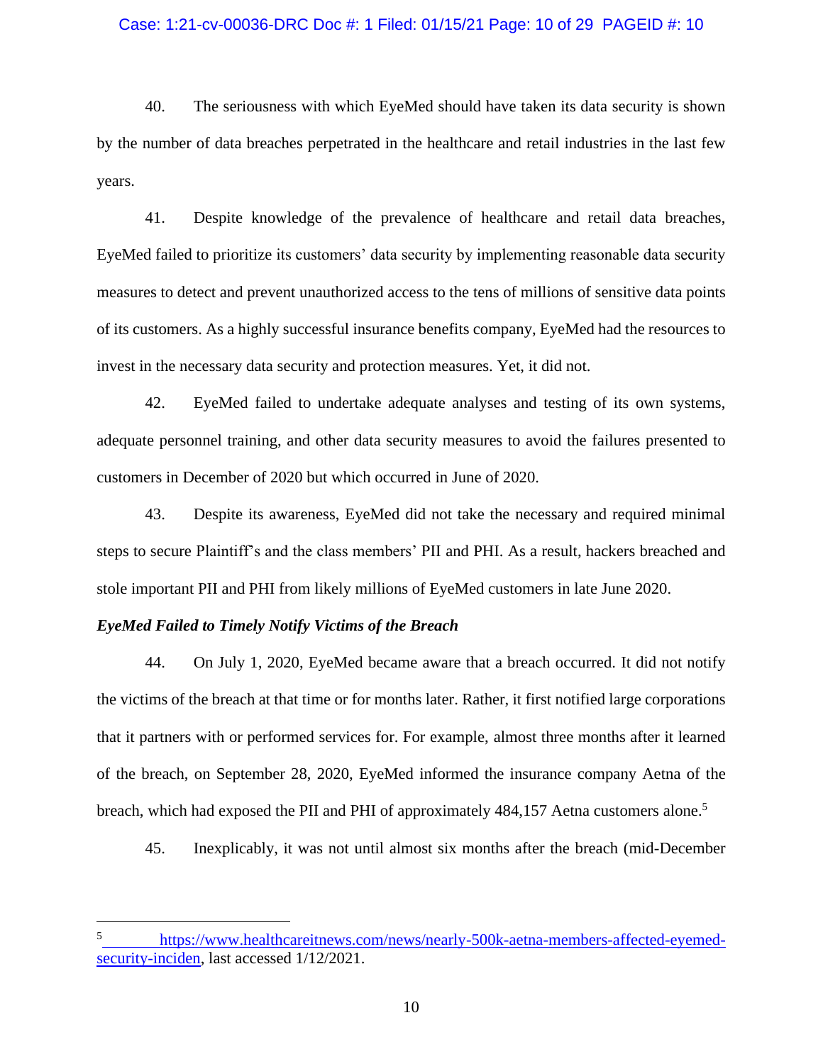40. The seriousness with which EyeMed should have taken its data security is shown by the number of data breaches perpetrated in the healthcare and retail industries in the last few years.

41. Despite knowledge of the prevalence of healthcare and retail data breaches, EyeMed failed to prioritize its customers' data security by implementing reasonable data security measures to detect and prevent unauthorized access to the tens of millions of sensitive data points of its customers. As a highly successful insurance benefits company, EyeMed had the resources to invest in the necessary data security and protection measures. Yet, it did not.

42. EyeMed failed to undertake adequate analyses and testing of its own systems, adequate personnel training, and other data security measures to avoid the failures presented to customers in December of 2020 but which occurred in June of 2020.

43. Despite its awareness, EyeMed did not take the necessary and required minimal steps to secure Plaintiff's and the class members' PII and PHI. As a result, hackers breached and stole important PII and PHI from likely millions of EyeMed customers in late June 2020.

***EyeMed Failed to Timely Notify Victims of the Breach***

44. On July 1, 2020, EyeMed became aware that a breach occurred. It did not notify the victims of the breach at that time or for months later. Rather, it first notified large corporations that it partners with or performed services for. For example, almost three months after it learned of the breach, on September 28, 2020, EyeMed informed the insurance company Aetna of the breach, which had exposed the PII and PHI of approximately 484,157 Aetna customers alone.[5]

45. Inexplicably, it was not until almost six months after the breach (mid-December

[5] https://www.healthcareitnews.com/news/nearly-500k-aetna-members-affected-eyemed-security-inciden, last accessed 1/12/2021.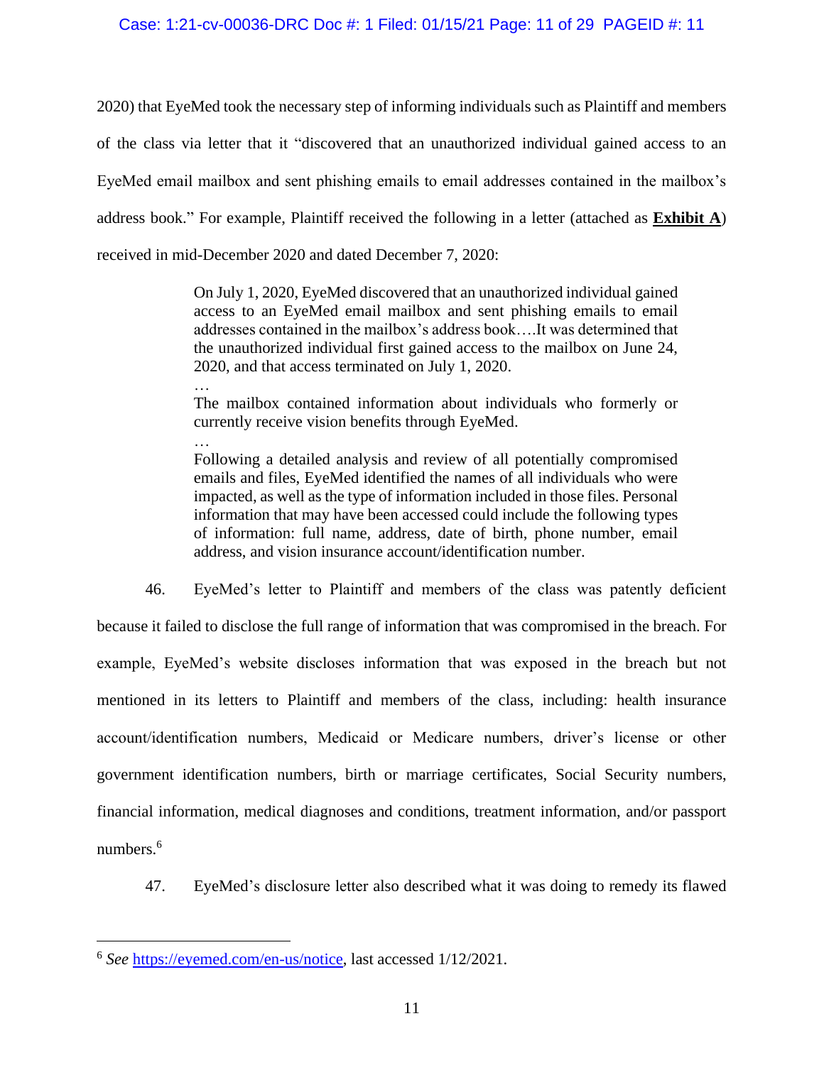2020) that EyeMed took the necessary step of informing individuals such as Plaintiff and members of the class via letter that it "discovered that an unauthorized individual gained access to an EyeMed email mailbox and sent phishing emails to email addresses contained in the mailbox's address book." For example, Plaintiff received the following in a letter (attached as **Exhibit A**) received in mid-December 2020 and dated December 7, 2020:

> On July 1, 2020, EyeMed discovered that an unauthorized individual gained access to an EyeMed email mailbox and sent phishing emails to email addresses contained in the mailbox's address book….It was determined that the unauthorized individual first gained access to the mailbox on June 24, 2020, and that access terminated on July 1, 2020.
>
> …
>
> The mailbox contained information about individuals who formerly or currently receive vision benefits through EyeMed.
>
> …
>
> Following a detailed analysis and review of all potentially compromised emails and files, EyeMed identified the names of all individuals who were impacted, as well as the type of information included in those files. Personal information that may have been accessed could include the following types of information: full name, address, date of birth, phone number, email address, and vision insurance account/identification number.

46. EyeMed's letter to Plaintiff and members of the class was patently deficient because it failed to disclose the full range of information that was compromised in the breach. For example, EyeMed's website discloses information that was exposed in the breach but not mentioned in its letters to Plaintiff and members of the class, including: health insurance account/identification numbers, Medicaid or Medicare numbers, driver's license or other government identification numbers, birth or marriage certificates, Social Security numbers, financial information, medical diagnoses and conditions, treatment information, and/or passport numbers.[6]

47. EyeMed's disclosure letter also described what it was doing to remedy its flawed

---

[6] *See* https://eyemed.com/en-us/notice, last accessed 1/12/2021.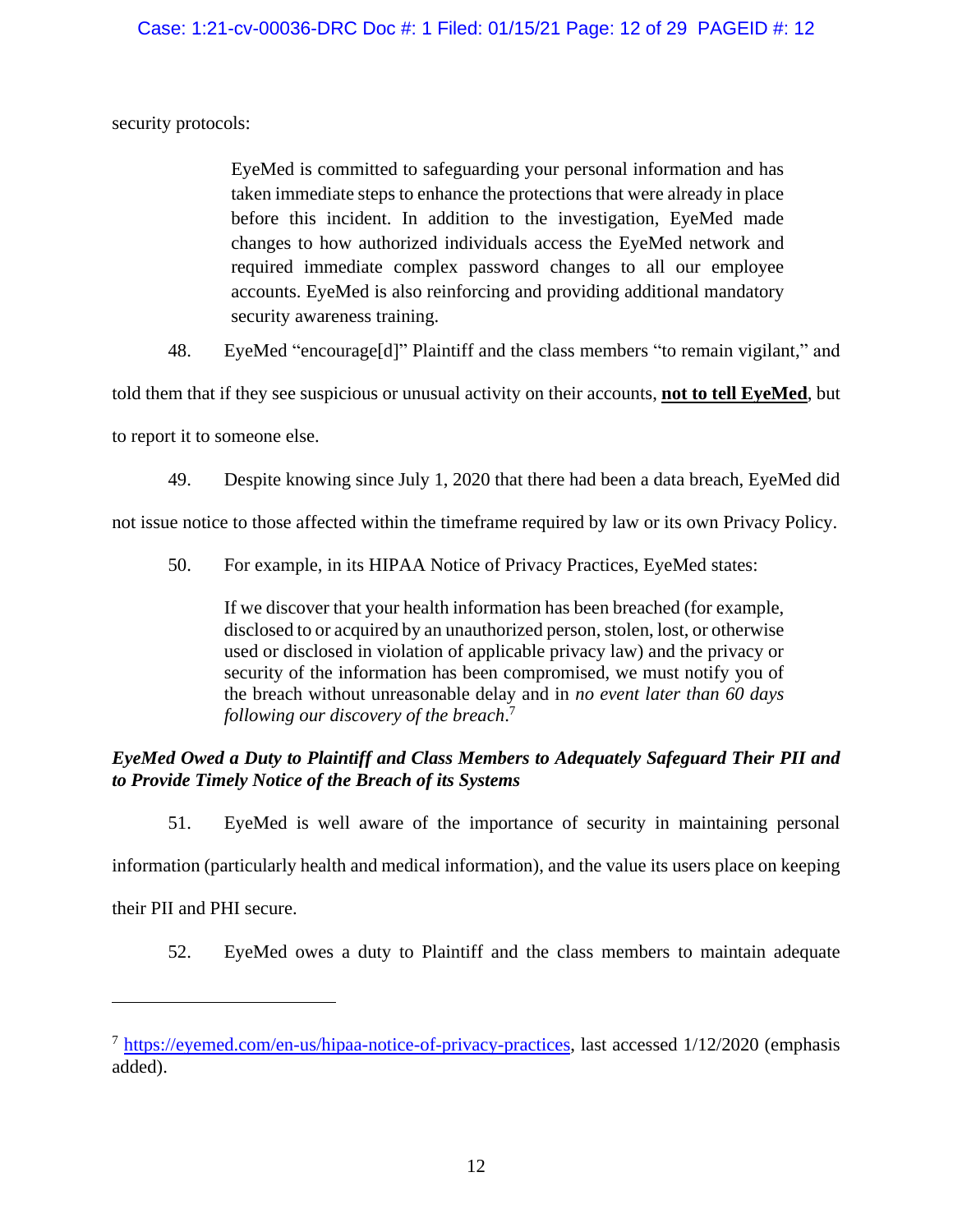security protocols:

> EyeMed is committed to safeguarding your personal information and has taken immediate steps to enhance the protections that were already in place before this incident. In addition to the investigation, EyeMed made changes to how authorized individuals access the EyeMed network and required immediate complex password changes to all our employee accounts. EyeMed is also reinforcing and providing additional mandatory security awareness training.

48. EyeMed "encourage[d]" Plaintiff and the class members "to remain vigilant," and told them that if they see suspicious or unusual activity on their accounts, **<u>not to tell EyeMed</u>**, but to report it to someone else.

49. Despite knowing since July 1, 2020 that there had been a data breach, EyeMed did not issue notice to those affected within the timeframe required by law or its own Privacy Policy.

50. For example, in its HIPAA Notice of Privacy Practices, EyeMed states:

> If we discover that your health information has been breached (for example, disclosed to or acquired by an unauthorized person, stolen, lost, or otherwise used or disclosed in violation of applicable privacy law) and the privacy or security of the information has been compromised, we must notify you of the breach without unreasonable delay and in *no event later than 60 days following our discovery of the breach*.[7]

***EyeMed Owed a Duty to Plaintiff and Class Members to Adequately Safeguard Their PII and to Provide Timely Notice of the Breach of its Systems***

51. EyeMed is well aware of the importance of security in maintaining personal information (particularly health and medical information), and the value its users place on keeping their PII and PHI secure.

52. EyeMed owes a duty to Plaintiff and the class members to maintain adequate

---

[7] https://eyemed.com/en-us/hipaa-notice-of-privacy-practices, last accessed 1/12/2020 (emphasis added).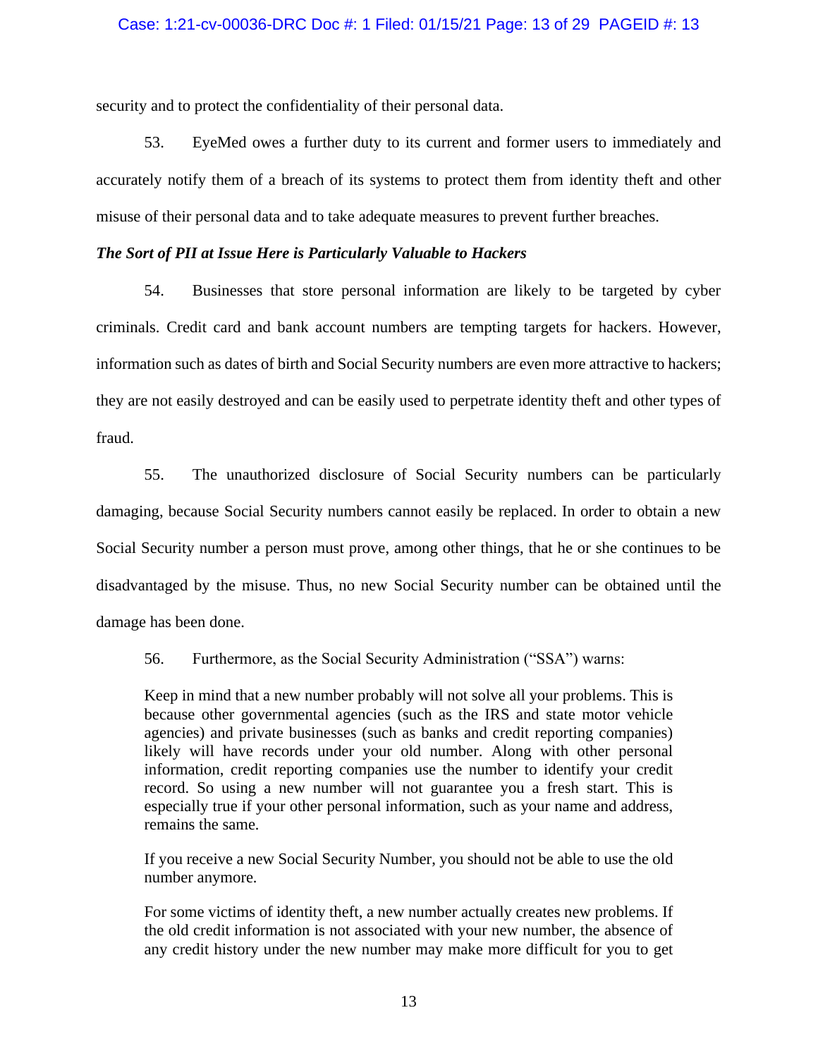security and to protect the confidentiality of their personal data.

53. EyeMed owes a further duty to its current and former users to immediately and accurately notify them of a breach of its systems to protect them from identity theft and other misuse of their personal data and to take adequate measures to prevent further breaches.

***The Sort of PII at Issue Here is Particularly Valuable to Hackers***

54. Businesses that store personal information are likely to be targeted by cyber criminals. Credit card and bank account numbers are tempting targets for hackers. However, information such as dates of birth and Social Security numbers are even more attractive to hackers; they are not easily destroyed and can be easily used to perpetrate identity theft and other types of fraud.

55. The unauthorized disclosure of Social Security numbers can be particularly damaging, because Social Security numbers cannot easily be replaced. In order to obtain a new Social Security number a person must prove, among other things, that he or she continues to be disadvantaged by the misuse. Thus, no new Social Security number can be obtained until the damage has been done.

56. Furthermore, as the Social Security Administration ("SSA") warns:

> Keep in mind that a new number probably will not solve all your problems. This is because other governmental agencies (such as the IRS and state motor vehicle agencies) and private businesses (such as banks and credit reporting companies) likely will have records under your old number. Along with other personal information, credit reporting companies use the number to identify your credit record. So using a new number will not guarantee you a fresh start. This is especially true if your other personal information, such as your name and address, remains the same.
>
> If you receive a new Social Security Number, you should not be able to use the old number anymore.
>
> For some victims of identity theft, a new number actually creates new problems. If the old credit information is not associated with your new number, the absence of any credit history under the new number may make more difficult for you to get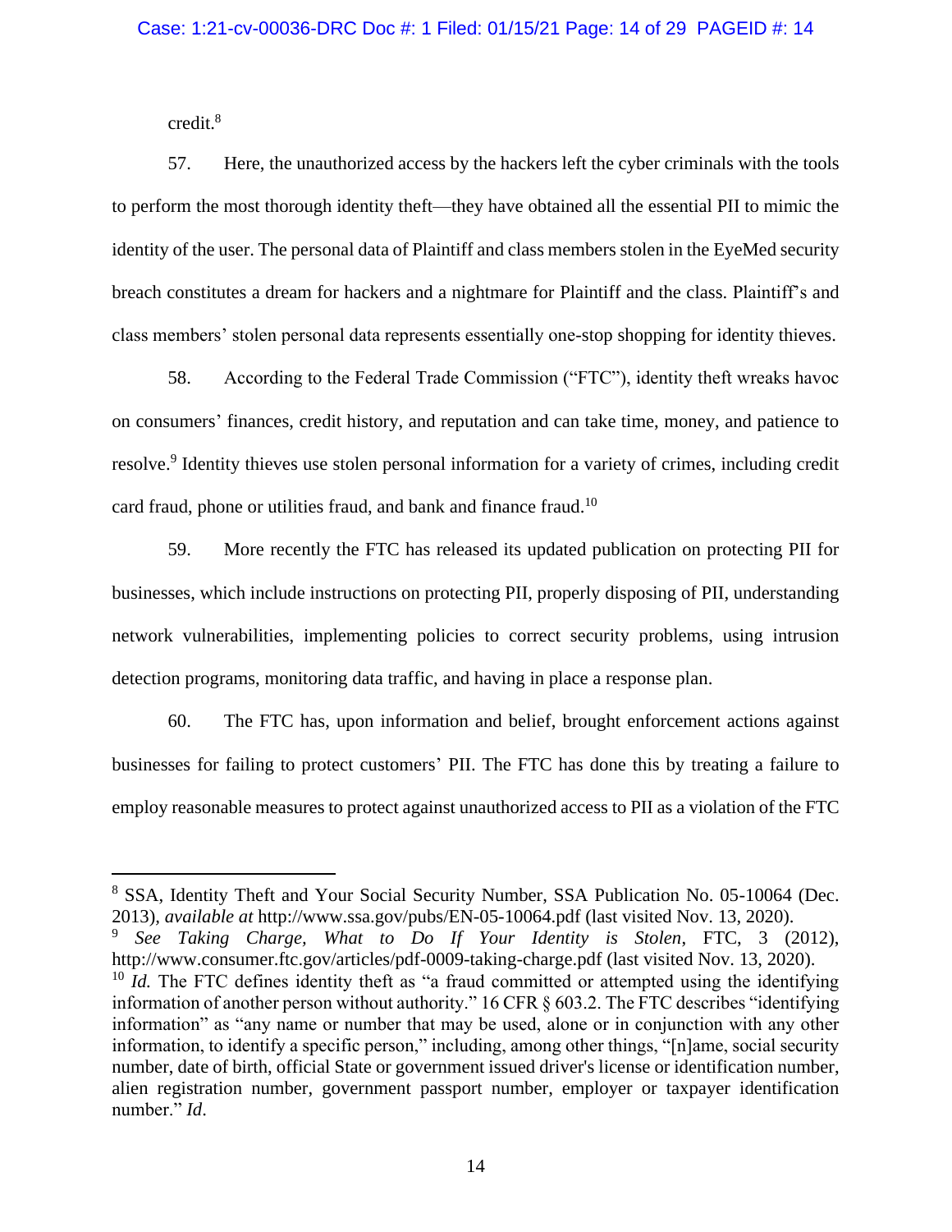credit.[8]

57. Here, the unauthorized access by the hackers left the cyber criminals with the tools to perform the most thorough identity theft—they have obtained all the essential PII to mimic the identity of the user. The personal data of Plaintiff and class members stolen in the EyeMed security breach constitutes a dream for hackers and a nightmare for Plaintiff and the class. Plaintiff's and class members' stolen personal data represents essentially one-stop shopping for identity thieves.

58. According to the Federal Trade Commission ("FTC"), identity theft wreaks havoc on consumers' finances, credit history, and reputation and can take time, money, and patience to resolve.[9] Identity thieves use stolen personal information for a variety of crimes, including credit card fraud, phone or utilities fraud, and bank and finance fraud.[10]

59. More recently the FTC has released its updated publication on protecting PII for businesses, which include instructions on protecting PII, properly disposing of PII, understanding network vulnerabilities, implementing policies to correct security problems, using intrusion detection programs, monitoring data traffic, and having in place a response plan.

60. The FTC has, upon information and belief, brought enforcement actions against businesses for failing to protect customers' PII. The FTC has done this by treating a failure to employ reasonable measures to protect against unauthorized access to PII as a violation of the FTC

---

[8] SSA, Identity Theft and Your Social Security Number, SSA Publication No. 05-10064 (Dec. 2013), *available at* http://www.ssa.gov/pubs/EN-05-10064.pdf (last visited Nov. 13, 2020).

[9] *See Taking Charge, What to Do If Your Identity is Stolen*, FTC, 3 (2012), http://www.consumer.ftc.gov/articles/pdf-0009-taking-charge.pdf (last visited Nov. 13, 2020).

[10] *Id.* The FTC defines identity theft as "a fraud committed or attempted using the identifying information of another person without authority." 16 CFR § 603.2. The FTC describes "identifying information" as "any name or number that may be used, alone or in conjunction with any other information, to identify a specific person," including, among other things, "[n]ame, social security number, date of birth, official State or government issued driver's license or identification number, alien registration number, government passport number, employer or taxpayer identification number." *Id*.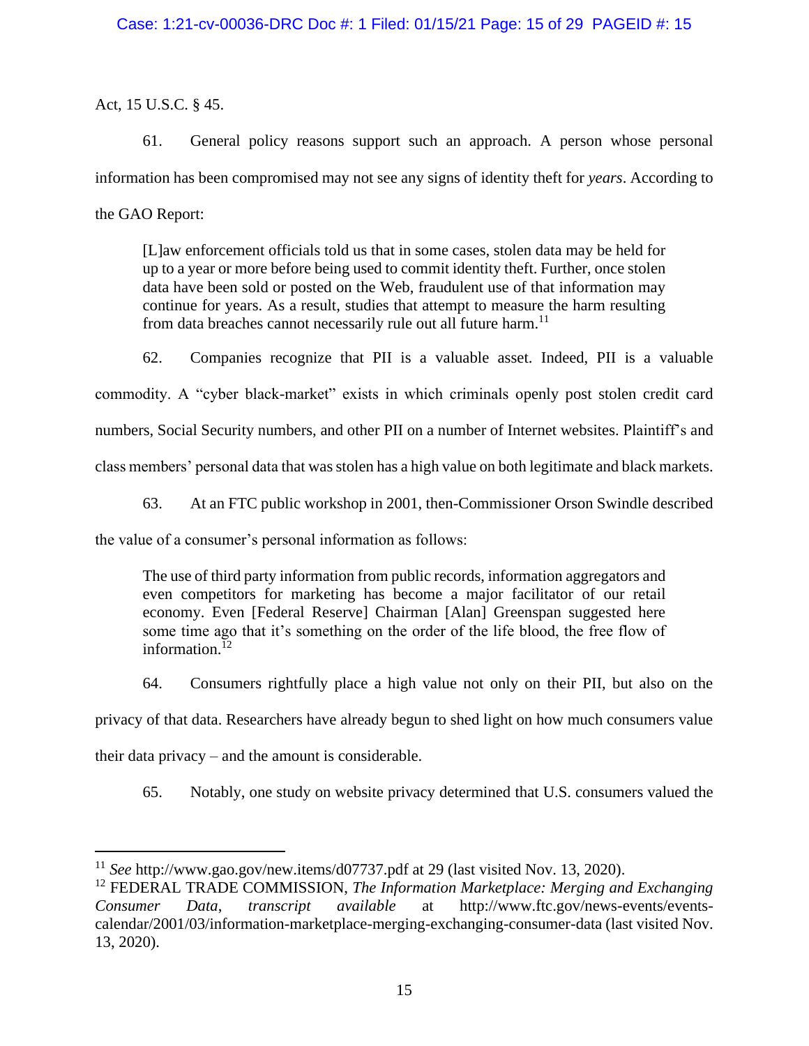Act, 15 U.S.C. § 45.

61. General policy reasons support such an approach. A person whose personal information has been compromised may not see any signs of identity theft for *years*. According to the GAO Report:

> [L]aw enforcement officials told us that in some cases, stolen data may be held for up to a year or more before being used to commit identity theft. Further, once stolen data have been sold or posted on the Web, fraudulent use of that information may continue for years. As a result, studies that attempt to measure the harm resulting from data breaches cannot necessarily rule out all future harm.[11]

62. Companies recognize that PII is a valuable asset. Indeed, PII is a valuable commodity. A "cyber black-market" exists in which criminals openly post stolen credit card numbers, Social Security numbers, and other PII on a number of Internet websites. Plaintiff's and class members' personal data that was stolen has a high value on both legitimate and black markets.

63. At an FTC public workshop in 2001, then-Commissioner Orson Swindle described the value of a consumer's personal information as follows:

> The use of third party information from public records, information aggregators and even competitors for marketing has become a major facilitator of our retail economy. Even [Federal Reserve] Chairman [Alan] Greenspan suggested here some time ago that it's something on the order of the life blood, the free flow of information.[12]

64. Consumers rightfully place a high value not only on their PII, but also on the privacy of that data. Researchers have already begun to shed light on how much consumers value their data privacy – and the amount is considerable.

65. Notably, one study on website privacy determined that U.S. consumers valued the

---

[11] *See* http://www.gao.gov/new.items/d07737.pdf at 29 (last visited Nov. 13, 2020).

[12] FEDERAL TRADE COMMISSION, *The Information Marketplace: Merging and Exchanging Consumer Data*, *transcript available* at http://www.ftc.gov/news-events/events-calendar/2001/03/information-marketplace-merging-exchanging-consumer-data (last visited Nov. 13, 2020).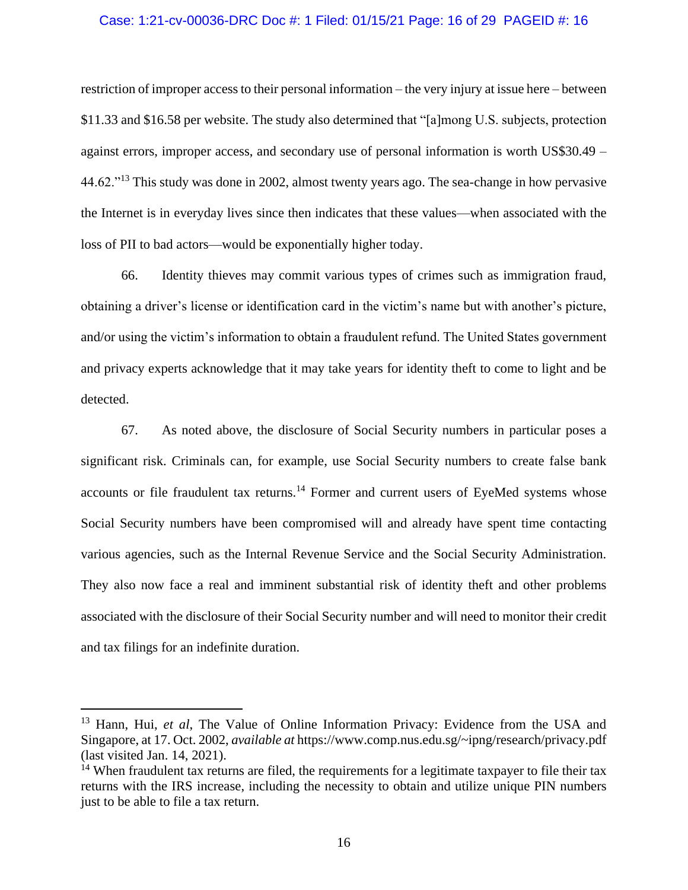restriction of improper access to their personal information – the very injury at issue here – between $11.33 and $16.58 per website. The study also determined that "[a]mong U.S. subjects, protection against errors, improper access, and secondary use of personal information is worth US$30.49 – 44.62."[13] This study was done in 2002, almost twenty years ago. The sea-change in how pervasive the Internet is in everyday lives since then indicates that these values—when associated with the loss of PII to bad actors—would be exponentially higher today.

66. Identity thieves may commit various types of crimes such as immigration fraud, obtaining a driver's license or identification card in the victim's name but with another's picture, and/or using the victim's information to obtain a fraudulent refund. The United States government and privacy experts acknowledge that it may take years for identity theft to come to light and be detected.

67. As noted above, the disclosure of Social Security numbers in particular poses a significant risk. Criminals can, for example, use Social Security numbers to create false bank accounts or file fraudulent tax returns.[14] Former and current users of EyeMed systems whose Social Security numbers have been compromised will and already have spent time contacting various agencies, such as the Internal Revenue Service and the Social Security Administration. They also now face a real and imminent substantial risk of identity theft and other problems associated with the disclosure of their Social Security number and will need to monitor their credit and tax filings for an indefinite duration.

---

[13] Hann, Hui, *et al*, The Value of Online Information Privacy: Evidence from the USA and Singapore, at 17. Oct. 2002, *available at* https://www.comp.nus.edu.sg/~ipng/research/privacy.pdf (last visited Jan. 14, 2021).

[14] When fraudulent tax returns are filed, the requirements for a legitimate taxpayer to file their tax returns with the IRS increase, including the necessity to obtain and utilize unique PIN numbers just to be able to file a tax return.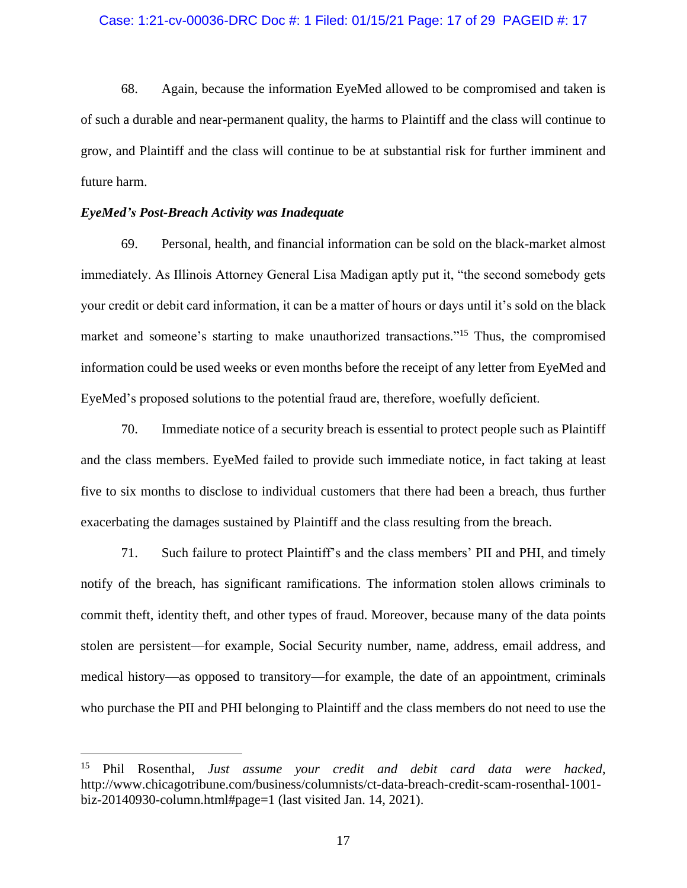68. Again, because the information EyeMed allowed to be compromised and taken is of such a durable and near-permanent quality, the harms to Plaintiff and the class will continue to grow, and Plaintiff and the class will continue to be at substantial risk for further imminent and future harm.

***EyeMed's Post-Breach Activity was Inadequate***

69. Personal, health, and financial information can be sold on the black-market almost immediately. As Illinois Attorney General Lisa Madigan aptly put it, "the second somebody gets your credit or debit card information, it can be a matter of hours or days until it's sold on the black market and someone's starting to make unauthorized transactions."[15] Thus, the compromised information could be used weeks or even months before the receipt of any letter from EyeMed and EyeMed's proposed solutions to the potential fraud are, therefore, woefully deficient.

70. Immediate notice of a security breach is essential to protect people such as Plaintiff and the class members. EyeMed failed to provide such immediate notice, in fact taking at least five to six months to disclose to individual customers that there had been a breach, thus further exacerbating the damages sustained by Plaintiff and the class resulting from the breach.

71. Such failure to protect Plaintiff's and the class members' PII and PHI, and timely notify of the breach, has significant ramifications. The information stolen allows criminals to commit theft, identity theft, and other types of fraud. Moreover, because many of the data points stolen are persistent—for example, Social Security number, name, address, email address, and medical history—as opposed to transitory—for example, the date of an appointment, criminals who purchase the PII and PHI belonging to Plaintiff and the class members do not need to use the

---

[15] Phil Rosenthal, *Just assume your credit and debit card data were hacked*, http://www.chicagotribune.com/business/columnists/ct-data-breach-credit-scam-rosenthal-1001-biz-20140930-column.html#page=1 (last visited Jan. 14, 2021).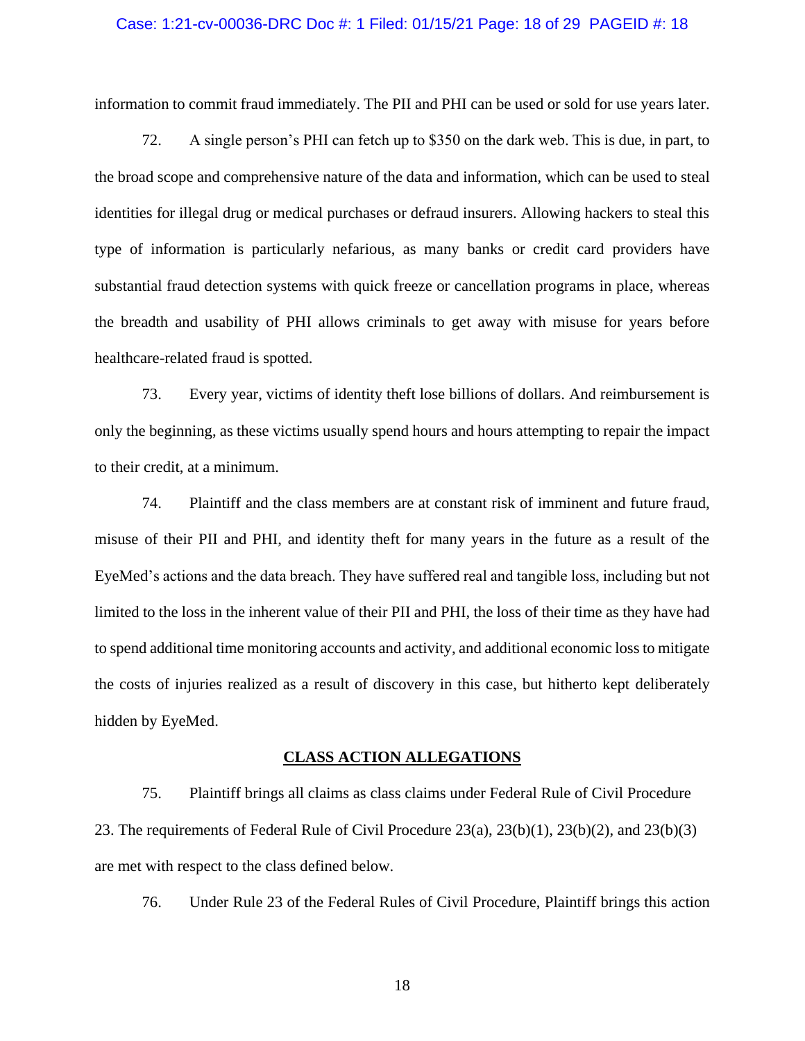information to commit fraud immediately. The PII and PHI can be used or sold for use years later.

72. A single person's PHI can fetch up to $350 on the dark web. This is due, in part, to the broad scope and comprehensive nature of the data and information, which can be used to steal identities for illegal drug or medical purchases or defraud insurers. Allowing hackers to steal this type of information is particularly nefarious, as many banks or credit card providers have substantial fraud detection systems with quick freeze or cancellation programs in place, whereas the breadth and usability of PHI allows criminals to get away with misuse for years before healthcare-related fraud is spotted.

73. Every year, victims of identity theft lose billions of dollars. And reimbursement is only the beginning, as these victims usually spend hours and hours attempting to repair the impact to their credit, at a minimum.

74. Plaintiff and the class members are at constant risk of imminent and future fraud, misuse of their PII and PHI, and identity theft for many years in the future as a result of the EyeMed's actions and the data breach. They have suffered real and tangible loss, including but not limited to the loss in the inherent value of their PII and PHI, the loss of their time as they have had to spend additional time monitoring accounts and activity, and additional economic loss to mitigate the costs of injuries realized as a result of discovery in this case, but hitherto kept deliberately hidden by EyeMed.

## CLASS ACTION ALLEGATIONS

75. Plaintiff brings all claims as class claims under Federal Rule of Civil Procedure 23. The requirements of Federal Rule of Civil Procedure 23(a), 23(b)(1), 23(b)(2), and 23(b)(3) are met with respect to the class defined below.

76. Under Rule 23 of the Federal Rules of Civil Procedure, Plaintiff brings this action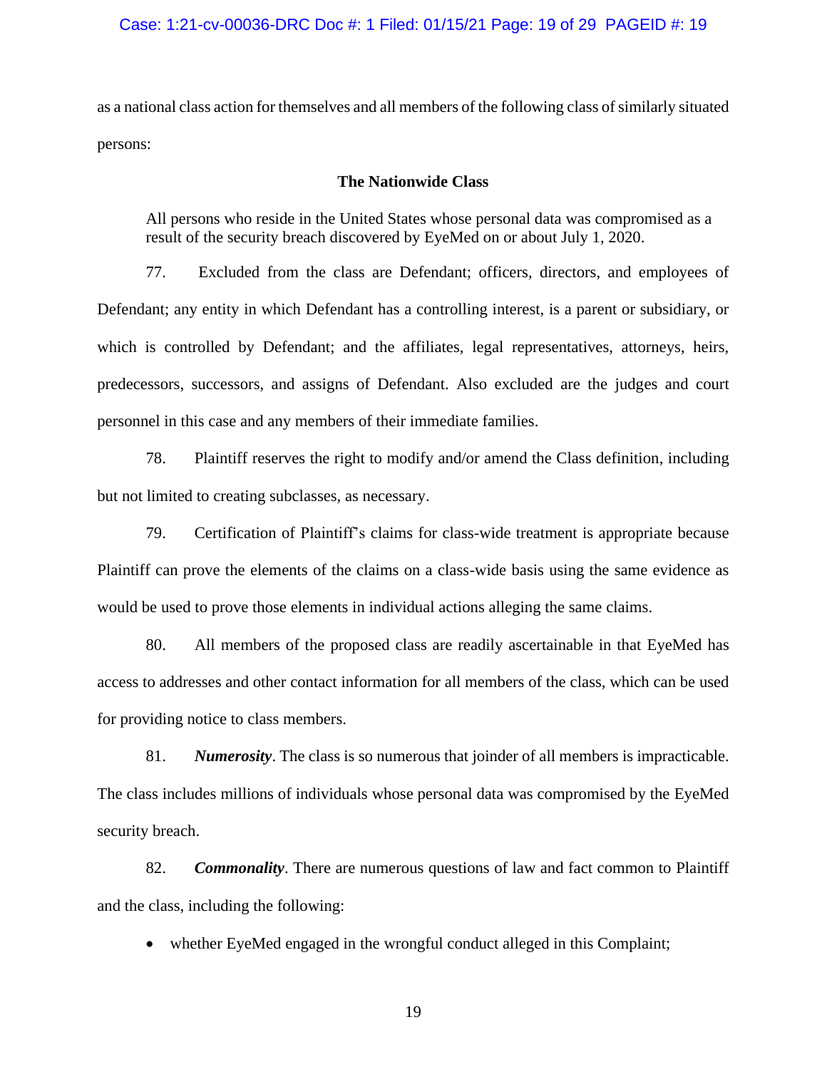as a national class action for themselves and all members of the following class of similarly situated persons:

**The Nationwide Class**

> All persons who reside in the United States whose personal data was compromised as a result of the security breach discovered by EyeMed on or about July 1, 2020.

77. Excluded from the class are Defendant; officers, directors, and employees of Defendant; any entity in which Defendant has a controlling interest, is a parent or subsidiary, or which is controlled by Defendant; and the affiliates, legal representatives, attorneys, heirs, predecessors, successors, and assigns of Defendant. Also excluded are the judges and court personnel in this case and any members of their immediate families.

78. Plaintiff reserves the right to modify and/or amend the Class definition, including but not limited to creating subclasses, as necessary.

79. Certification of Plaintiff's claims for class-wide treatment is appropriate because Plaintiff can prove the elements of the claims on a class-wide basis using the same evidence as would be used to prove those elements in individual actions alleging the same claims.

80. All members of the proposed class are readily ascertainable in that EyeMed has access to addresses and other contact information for all members of the class, which can be used for providing notice to class members.

81. ***Numerosity***. The class is so numerous that joinder of all members is impracticable. The class includes millions of individuals whose personal data was compromised by the EyeMed security breach.

82. ***Commonality***. There are numerous questions of law and fact common to Plaintiff and the class, including the following:

- whether EyeMed engaged in the wrongful conduct alleged in this Complaint;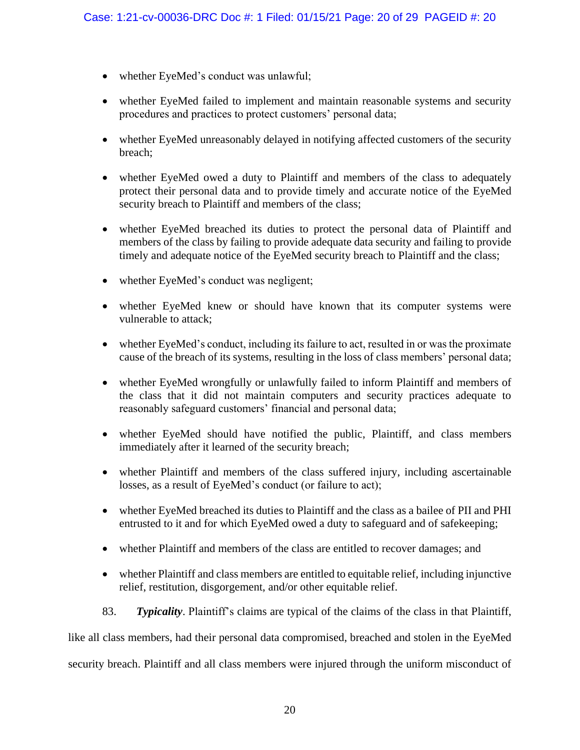- whether EyeMed's conduct was unlawful;
- whether EyeMed failed to implement and maintain reasonable systems and security procedures and practices to protect customers' personal data;
- whether EyeMed unreasonably delayed in notifying affected customers of the security breach;
- whether EyeMed owed a duty to Plaintiff and members of the class to adequately protect their personal data and to provide timely and accurate notice of the EyeMed security breach to Plaintiff and members of the class;
- whether EyeMed breached its duties to protect the personal data of Plaintiff and members of the class by failing to provide adequate data security and failing to provide timely and adequate notice of the EyeMed security breach to Plaintiff and the class;
- whether EyeMed's conduct was negligent;
- whether EyeMed knew or should have known that its computer systems were vulnerable to attack;
- whether EyeMed's conduct, including its failure to act, resulted in or was the proximate cause of the breach of its systems, resulting in the loss of class members' personal data;
- whether EyeMed wrongfully or unlawfully failed to inform Plaintiff and members of the class that it did not maintain computers and security practices adequate to reasonably safeguard customers' financial and personal data;
- whether EyeMed should have notified the public, Plaintiff, and class members immediately after it learned of the security breach;
- whether Plaintiff and members of the class suffered injury, including ascertainable losses, as a result of EyeMed's conduct (or failure to act);
- whether EyeMed breached its duties to Plaintiff and the class as a bailee of PII and PHI entrusted to it and for which EyeMed owed a duty to safeguard and of safekeeping;
- whether Plaintiff and members of the class are entitled to recover damages; and
- whether Plaintiff and class members are entitled to equitable relief, including injunctive relief, restitution, disgorgement, and/or other equitable relief.

83. ***Typicality***. Plaintiff's claims are typical of the claims of the class in that Plaintiff, like all class members, had their personal data compromised, breached and stolen in the EyeMed security breach. Plaintiff and all class members were injured through the uniform misconduct of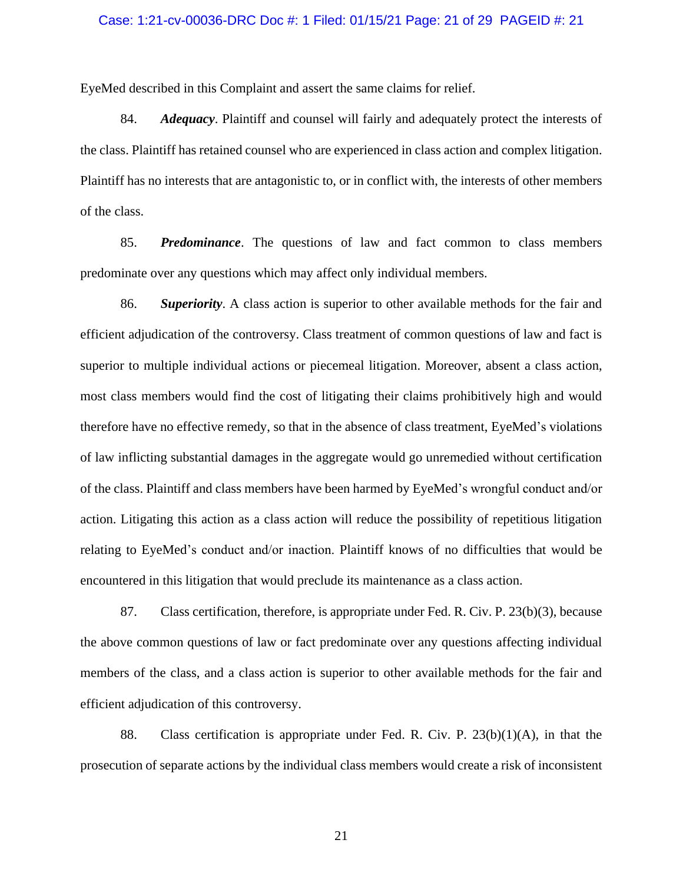EyeMed described in this Complaint and assert the same claims for relief.

84. ***Adequacy***. Plaintiff and counsel will fairly and adequately protect the interests of the class. Plaintiff has retained counsel who are experienced in class action and complex litigation. Plaintiff has no interests that are antagonistic to, or in conflict with, the interests of other members of the class.

85. ***Predominance***. The questions of law and fact common to class members predominate over any questions which may affect only individual members.

86. ***Superiority***. A class action is superior to other available methods for the fair and efficient adjudication of the controversy. Class treatment of common questions of law and fact is superior to multiple individual actions or piecemeal litigation. Moreover, absent a class action, most class members would find the cost of litigating their claims prohibitively high and would therefore have no effective remedy, so that in the absence of class treatment, EyeMed's violations of law inflicting substantial damages in the aggregate would go unremedied without certification of the class. Plaintiff and class members have been harmed by EyeMed's wrongful conduct and/or action. Litigating this action as a class action will reduce the possibility of repetitious litigation relating to EyeMed's conduct and/or inaction. Plaintiff knows of no difficulties that would be encountered in this litigation that would preclude its maintenance as a class action.

87. Class certification, therefore, is appropriate under Fed. R. Civ. P. 23(b)(3), because the above common questions of law or fact predominate over any questions affecting individual members of the class, and a class action is superior to other available methods for the fair and efficient adjudication of this controversy.

88. Class certification is appropriate under Fed. R. Civ. P. 23(b)(1)(A), in that the prosecution of separate actions by the individual class members would create a risk of inconsistent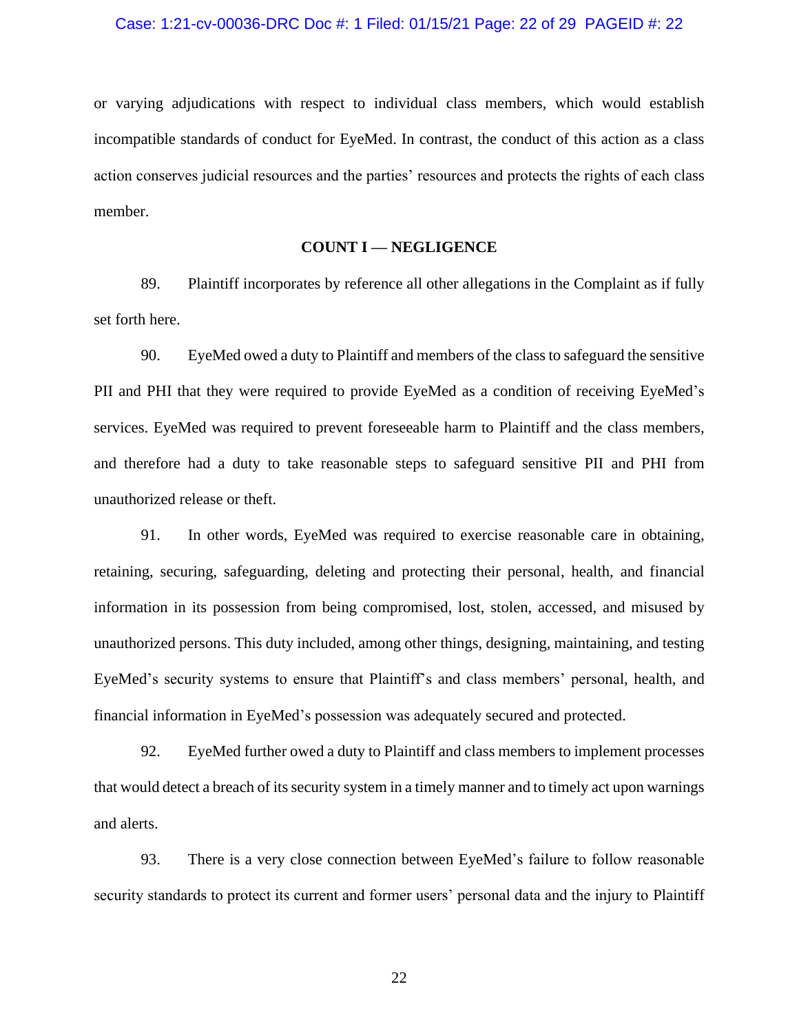or varying adjudications with respect to individual class members, which would establish incompatible standards of conduct for EyeMed. In contrast, the conduct of this action as a class action conserves judicial resources and the parties' resources and protects the rights of each class member.

## COUNT I — NEGLIGENCE

89. Plaintiff incorporates by reference all other allegations in the Complaint as if fully set forth here.

90. EyeMed owed a duty to Plaintiff and members of the class to safeguard the sensitive PII and PHI that they were required to provide EyeMed as a condition of receiving EyeMed's services. EyeMed was required to prevent foreseeable harm to Plaintiff and the class members, and therefore had a duty to take reasonable steps to safeguard sensitive PII and PHI from unauthorized release or theft.

91. In other words, EyeMed was required to exercise reasonable care in obtaining, retaining, securing, safeguarding, deleting and protecting their personal, health, and financial information in its possession from being compromised, lost, stolen, accessed, and misused by unauthorized persons. This duty included, among other things, designing, maintaining, and testing EyeMed's security systems to ensure that Plaintiff's and class members' personal, health, and financial information in EyeMed's possession was adequately secured and protected.

92. EyeMed further owed a duty to Plaintiff and class members to implement processes that would detect a breach of its security system in a timely manner and to timely act upon warnings and alerts.

93. There is a very close connection between EyeMed's failure to follow reasonable security standards to protect its current and former users' personal data and the injury to Plaintiff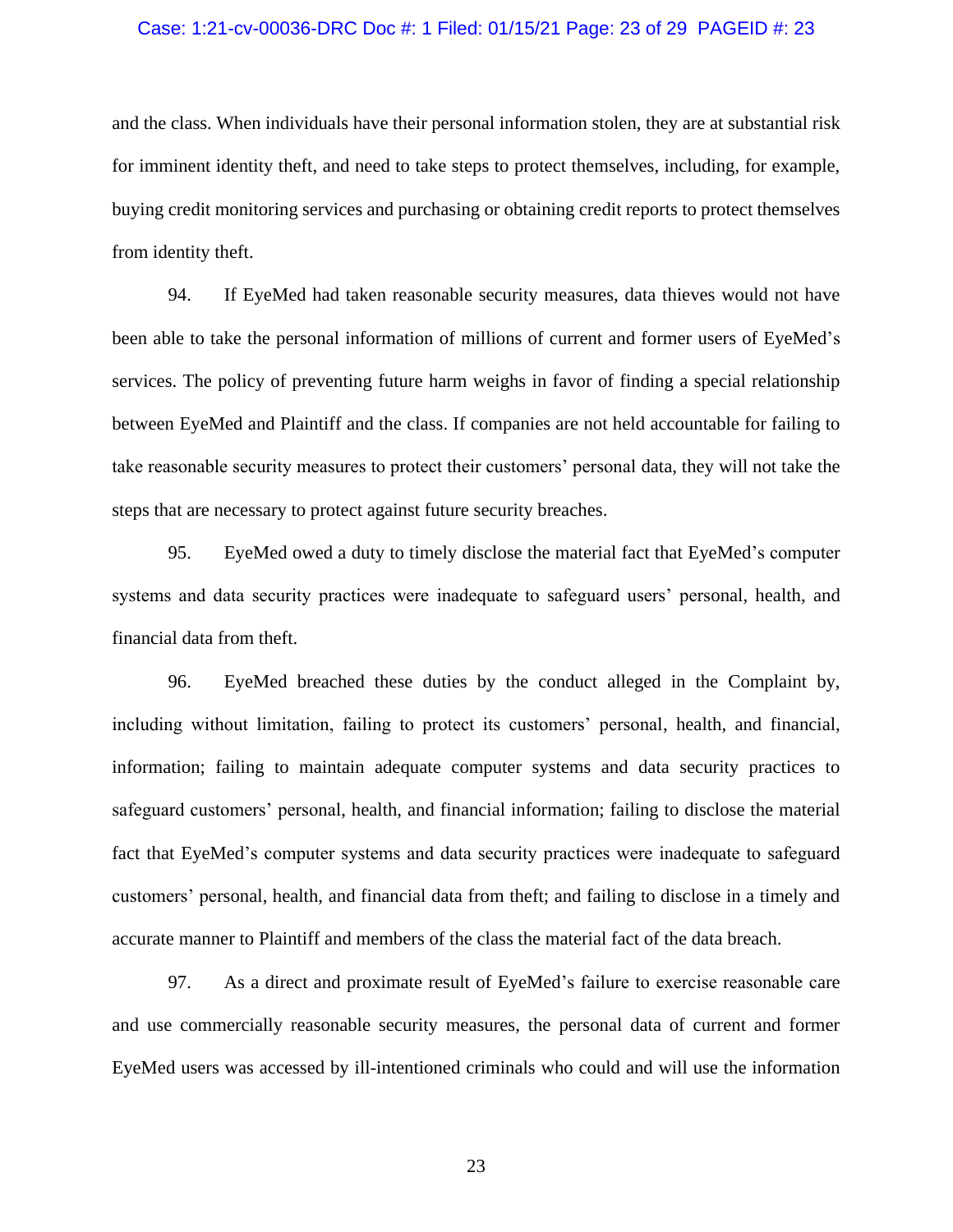and the class. When individuals have their personal information stolen, they are at substantial risk for imminent identity theft, and need to take steps to protect themselves, including, for example, buying credit monitoring services and purchasing or obtaining credit reports to protect themselves from identity theft.

94. If EyeMed had taken reasonable security measures, data thieves would not have been able to take the personal information of millions of current and former users of EyeMed's services. The policy of preventing future harm weighs in favor of finding a special relationship between EyeMed and Plaintiff and the class. If companies are not held accountable for failing to take reasonable security measures to protect their customers' personal data, they will not take the steps that are necessary to protect against future security breaches.

95. EyeMed owed a duty to timely disclose the material fact that EyeMed's computer systems and data security practices were inadequate to safeguard users' personal, health, and financial data from theft.

96. EyeMed breached these duties by the conduct alleged in the Complaint by, including without limitation, failing to protect its customers' personal, health, and financial, information; failing to maintain adequate computer systems and data security practices to safeguard customers' personal, health, and financial information; failing to disclose the material fact that EyeMed's computer systems and data security practices were inadequate to safeguard customers' personal, health, and financial data from theft; and failing to disclose in a timely and accurate manner to Plaintiff and members of the class the material fact of the data breach.

97. As a direct and proximate result of EyeMed's failure to exercise reasonable care and use commercially reasonable security measures, the personal data of current and former EyeMed users was accessed by ill-intentioned criminals who could and will use the information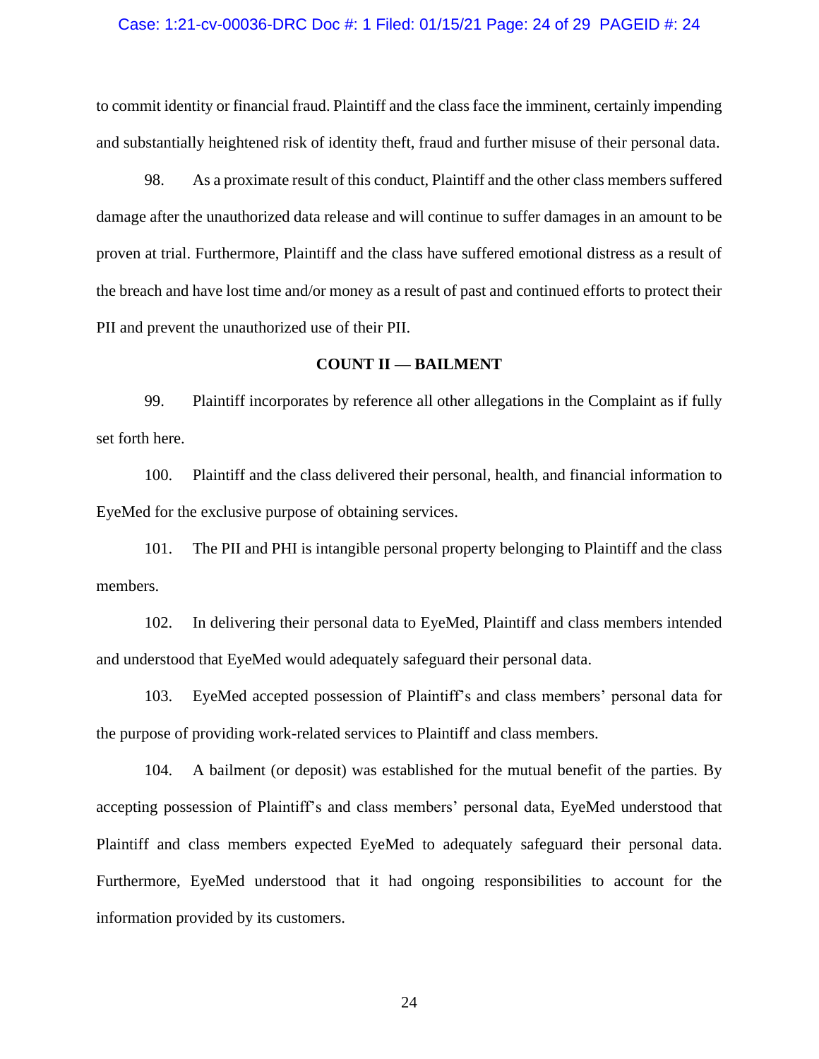to commit identity or financial fraud. Plaintiff and the class face the imminent, certainly impending and substantially heightened risk of identity theft, fraud and further misuse of their personal data.

98. As a proximate result of this conduct, Plaintiff and the other class members suffered damage after the unauthorized data release and will continue to suffer damages in an amount to be proven at trial. Furthermore, Plaintiff and the class have suffered emotional distress as a result of the breach and have lost time and/or money as a result of past and continued efforts to protect their PII and prevent the unauthorized use of their PII.

**COUNT II — BAILMENT**

99. Plaintiff incorporates by reference all other allegations in the Complaint as if fully set forth here.

100. Plaintiff and the class delivered their personal, health, and financial information to EyeMed for the exclusive purpose of obtaining services.

101. The PII and PHI is intangible personal property belonging to Plaintiff and the class members.

102. In delivering their personal data to EyeMed, Plaintiff and class members intended and understood that EyeMed would adequately safeguard their personal data.

103. EyeMed accepted possession of Plaintiff's and class members' personal data for the purpose of providing work-related services to Plaintiff and class members.

104. A bailment (or deposit) was established for the mutual benefit of the parties. By accepting possession of Plaintiff's and class members' personal data, EyeMed understood that Plaintiff and class members expected EyeMed to adequately safeguard their personal data. Furthermore, EyeMed understood that it had ongoing responsibilities to account for the information provided by its customers.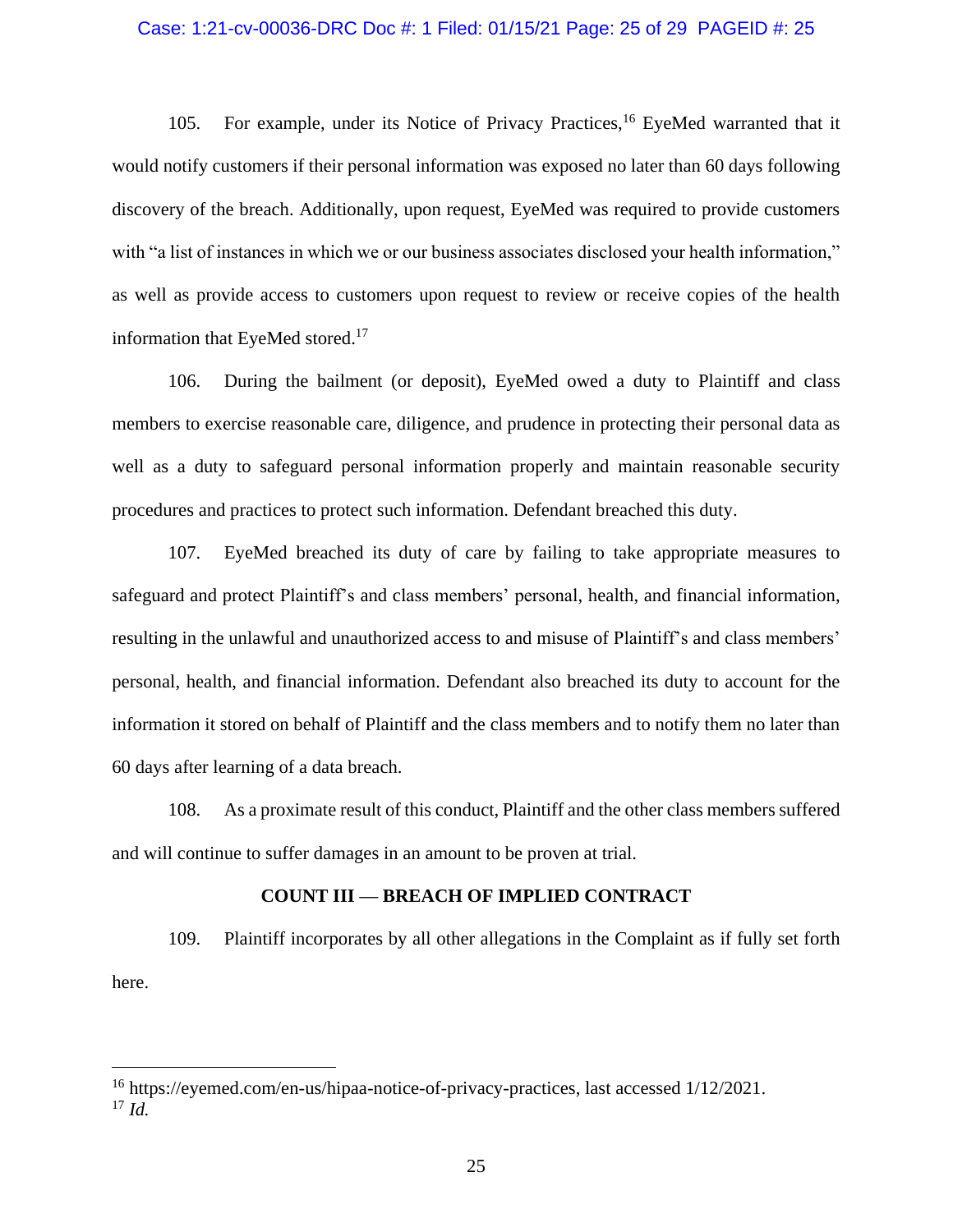105. For example, under its Notice of Privacy Practices,[16] EyeMed warranted that it would notify customers if their personal information was exposed no later than 60 days following discovery of the breach. Additionally, upon request, EyeMed was required to provide customers with "a list of instances in which we or our business associates disclosed your health information," as well as provide access to customers upon request to review or receive copies of the health information that EyeMed stored.[17]

106. During the bailment (or deposit), EyeMed owed a duty to Plaintiff and class members to exercise reasonable care, diligence, and prudence in protecting their personal data as well as a duty to safeguard personal information properly and maintain reasonable security procedures and practices to protect such information. Defendant breached this duty.

107. EyeMed breached its duty of care by failing to take appropriate measures to safeguard and protect Plaintiff's and class members' personal, health, and financial information, resulting in the unlawful and unauthorized access to and misuse of Plaintiff's and class members' personal, health, and financial information. Defendant also breached its duty to account for the information it stored on behalf of Plaintiff and the class members and to notify them no later than 60 days after learning of a data breach.

108. As a proximate result of this conduct, Plaintiff and the other class members suffered and will continue to suffer damages in an amount to be proven at trial.

**COUNT III — BREACH OF IMPLIED CONTRACT**

109. Plaintiff incorporates by all other allegations in the Complaint as if fully set forth here.

---

[16] https://eyemed.com/en-us/hipaa-notice-of-privacy-practices, last accessed 1/12/2021.

[17] *Id.*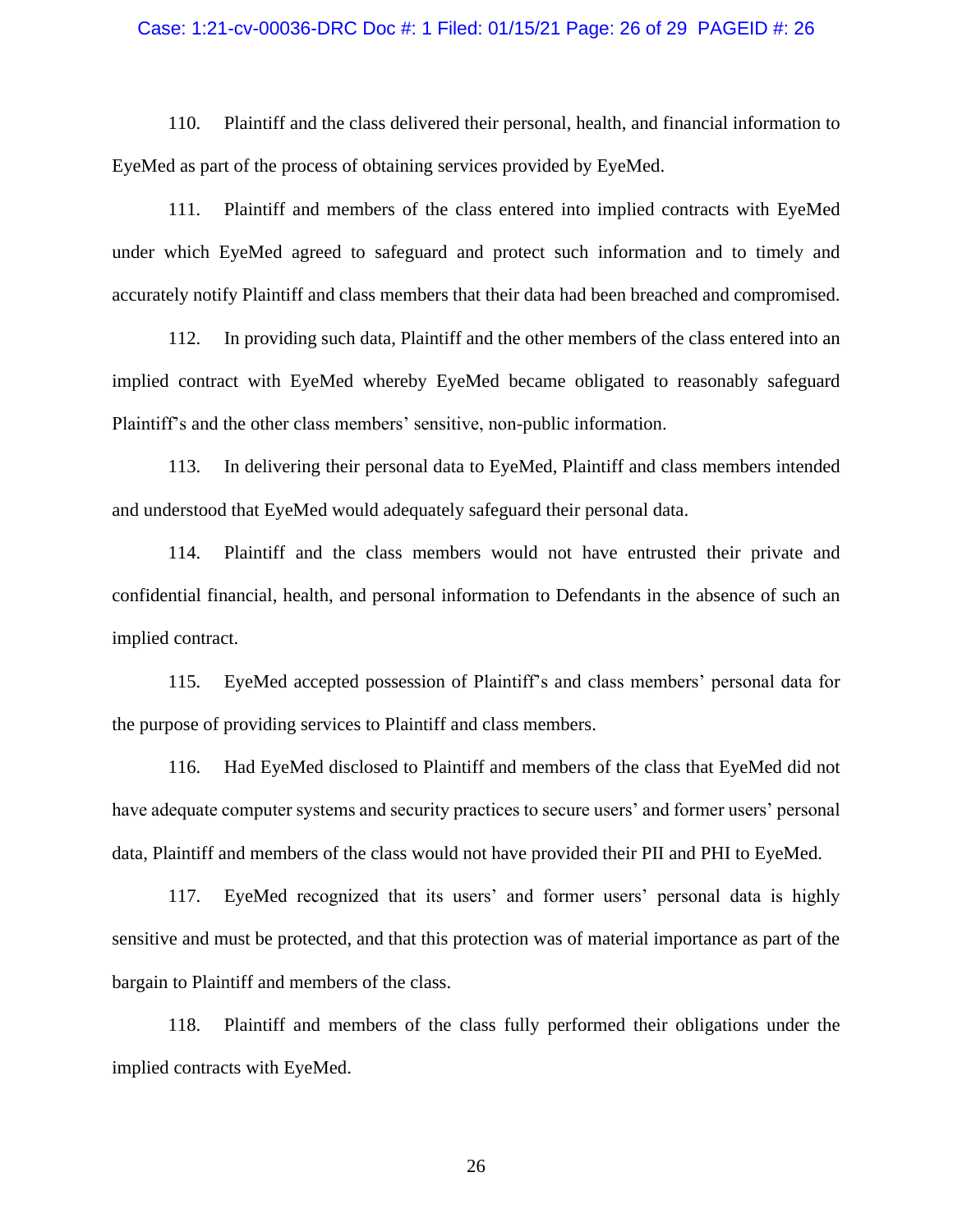110. Plaintiff and the class delivered their personal, health, and financial information to EyeMed as part of the process of obtaining services provided by EyeMed.

111. Plaintiff and members of the class entered into implied contracts with EyeMed under which EyeMed agreed to safeguard and protect such information and to timely and accurately notify Plaintiff and class members that their data had been breached and compromised.

112. In providing such data, Plaintiff and the other members of the class entered into an implied contract with EyeMed whereby EyeMed became obligated to reasonably safeguard Plaintiff's and the other class members' sensitive, non-public information.

113. In delivering their personal data to EyeMed, Plaintiff and class members intended and understood that EyeMed would adequately safeguard their personal data.

114. Plaintiff and the class members would not have entrusted their private and confidential financial, health, and personal information to Defendants in the absence of such an implied contract.

115. EyeMed accepted possession of Plaintiff's and class members' personal data for the purpose of providing services to Plaintiff and class members.

116. Had EyeMed disclosed to Plaintiff and members of the class that EyeMed did not have adequate computer systems and security practices to secure users' and former users' personal data, Plaintiff and members of the class would not have provided their PII and PHI to EyeMed.

117. EyeMed recognized that its users' and former users' personal data is highly sensitive and must be protected, and that this protection was of material importance as part of the bargain to Plaintiff and members of the class.

118. Plaintiff and members of the class fully performed their obligations under the implied contracts with EyeMed.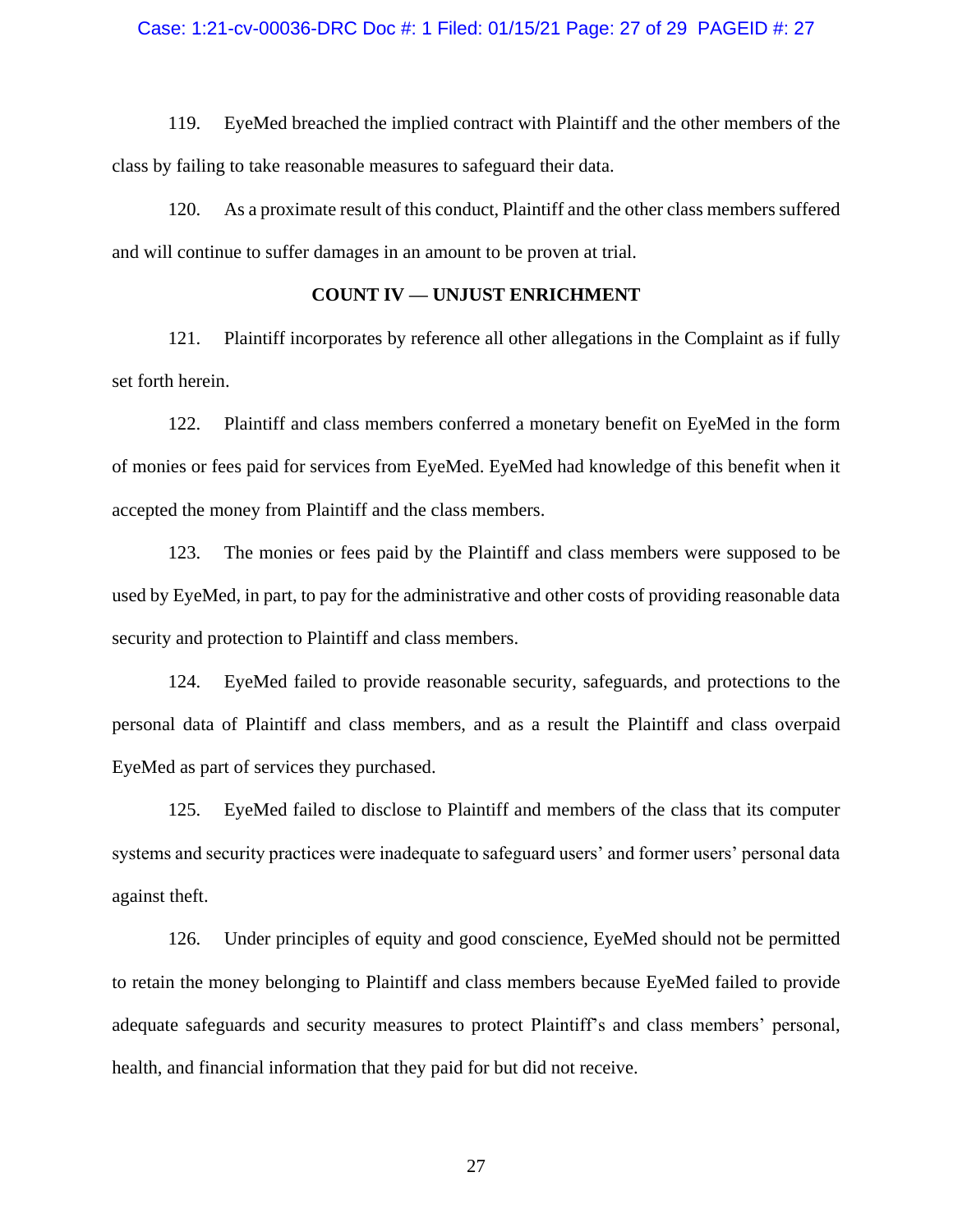119. EyeMed breached the implied contract with Plaintiff and the other members of the class by failing to take reasonable measures to safeguard their data.

120. As a proximate result of this conduct, Plaintiff and the other class members suffered and will continue to suffer damages in an amount to be proven at trial.

**COUNT IV — UNJUST ENRICHMENT**

121. Plaintiff incorporates by reference all other allegations in the Complaint as if fully set forth herein.

122. Plaintiff and class members conferred a monetary benefit on EyeMed in the form of monies or fees paid for services from EyeMed. EyeMed had knowledge of this benefit when it accepted the money from Plaintiff and the class members.

123. The monies or fees paid by the Plaintiff and class members were supposed to be used by EyeMed, in part, to pay for the administrative and other costs of providing reasonable data security and protection to Plaintiff and class members.

124. EyeMed failed to provide reasonable security, safeguards, and protections to the personal data of Plaintiff and class members, and as a result the Plaintiff and class overpaid EyeMed as part of services they purchased.

125. EyeMed failed to disclose to Plaintiff and members of the class that its computer systems and security practices were inadequate to safeguard users' and former users' personal data against theft.

126. Under principles of equity and good conscience, EyeMed should not be permitted to retain the money belonging to Plaintiff and class members because EyeMed failed to provide adequate safeguards and security measures to protect Plaintiff's and class members' personal, health, and financial information that they paid for but did not receive.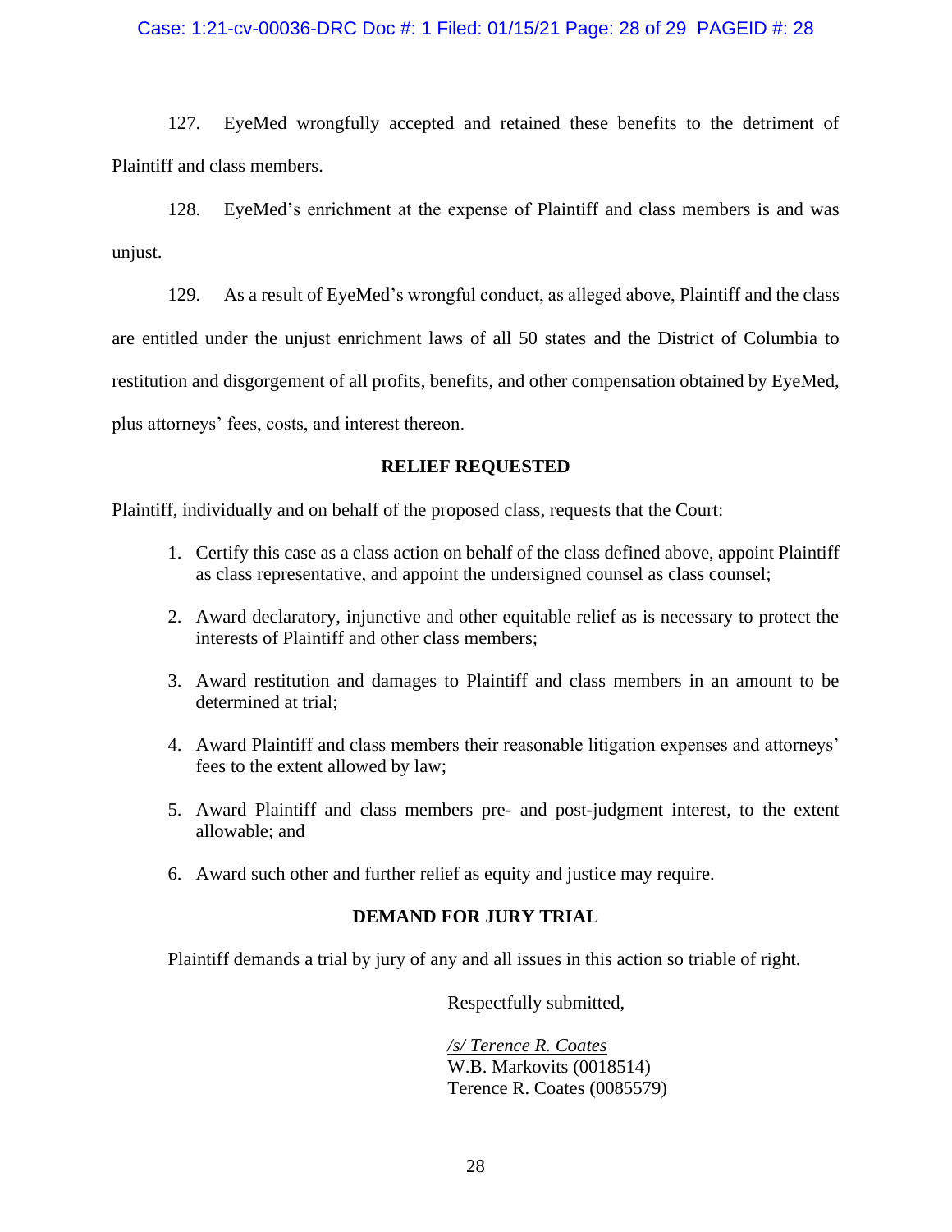127. EyeMed wrongfully accepted and retained these benefits to the detriment of Plaintiff and class members.

128. EyeMed's enrichment at the expense of Plaintiff and class members is and was unjust.

129. As a result of EyeMed's wrongful conduct, as alleged above, Plaintiff and the class are entitled under the unjust enrichment laws of all 50 states and the District of Columbia to restitution and disgorgement of all profits, benefits, and other compensation obtained by EyeMed, plus attorneys' fees, costs, and interest thereon.

## RELIEF REQUESTED

Plaintiff, individually and on behalf of the proposed class, requests that the Court:

1. Certify this case as a class action on behalf of the class defined above, appoint Plaintiff as class representative, and appoint the undersigned counsel as class counsel;
2. Award declaratory, injunctive and other equitable relief as is necessary to protect the interests of Plaintiff and other class members;
3. Award restitution and damages to Plaintiff and class members in an amount to be determined at trial;
4. Award Plaintiff and class members their reasonable litigation expenses and attorneys' fees to the extent allowed by law;
5. Award Plaintiff and class members pre- and post-judgment interest, to the extent allowable; and
6. Award such other and further relief as equity and justice may require.

## DEMAND FOR JURY TRIAL

Plaintiff demands a trial by jury of any and all issues in this action so triable of right.

Respectfully submitted,

*/s/ Terence R. Coates*
W.B. Markovits (0018514)
Terence R. Coates (0085579)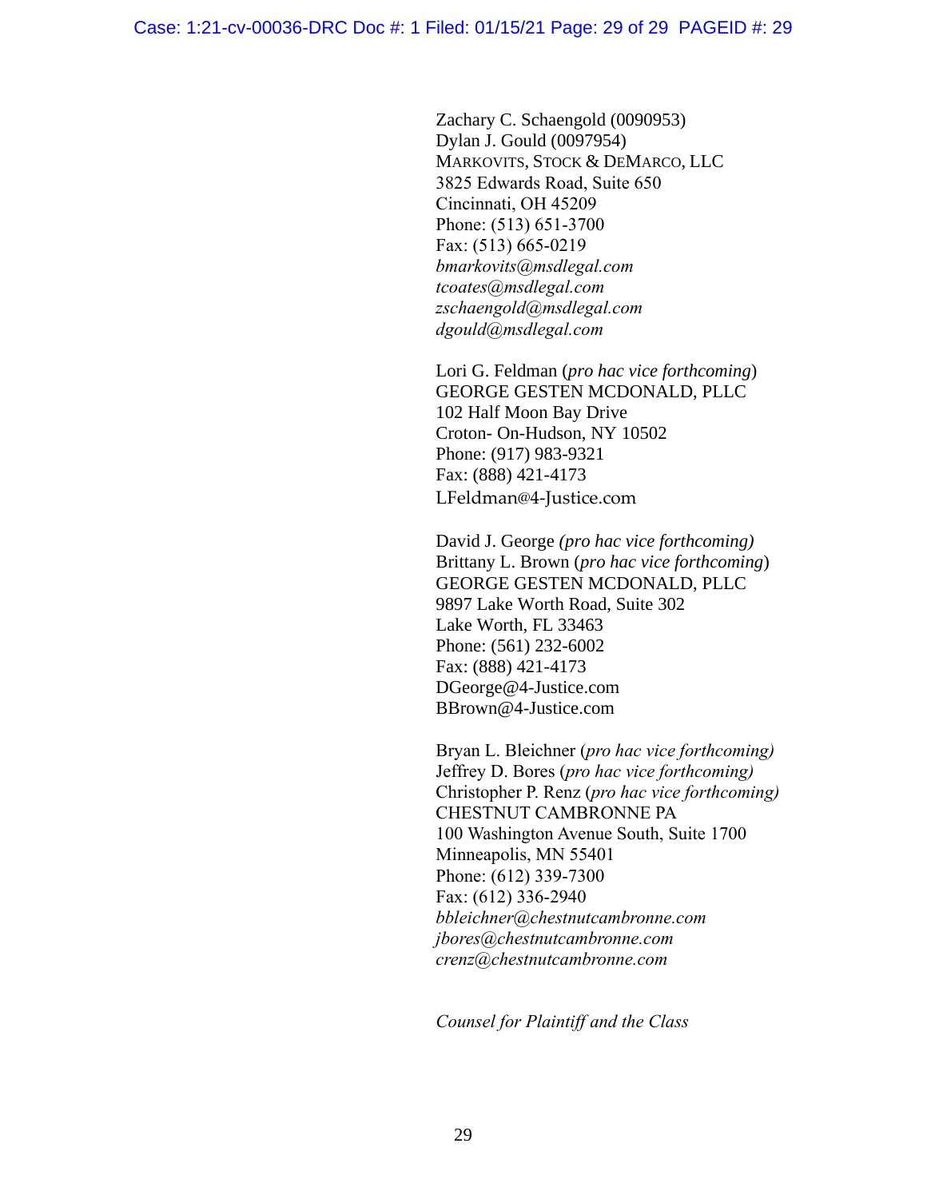Zachary C. Schaengold (0090953)
Dylan J. Gould (0097954)
MARKOVITS, STOCK & DEMARCO, LLC
3825 Edwards Road, Suite 650
Cincinnati, OH 45209
Phone: (513) 651-3700
Fax: (513) 665-0219
*bmarkovits@msdlegal.com*
*tcoates@msdlegal.com*
*zschaengold@msdlegal.com*
*dgould@msdlegal.com*

Lori G. Feldman (*pro hac vice forthcoming*)
GEORGE GESTEN MCDONALD, PLLC
102 Half Moon Bay Drive
Croton- On-Hudson, NY 10502
Phone: (917) 983-9321
Fax: (888) 421-4173
LFeldman@4-Justice.com

David J. George *(pro hac vice forthcoming)*
Brittany L. Brown (*pro hac vice forthcoming*)
GEORGE GESTEN MCDONALD, PLLC
9897 Lake Worth Road, Suite 302
Lake Worth, FL 33463
Phone: (561) 232-6002
Fax: (888) 421-4173
DGeorge@4-Justice.com
BBrown@4-Justice.com

Bryan L. Bleichner (*pro hac vice forthcoming)*
Jeffrey D. Bores (*pro hac vice forthcoming)*
Christopher P. Renz (*pro hac vice forthcoming)*
CHESTNUT CAMBRONNE PA
100 Washington Avenue South, Suite 1700
Minneapolis, MN 55401
Phone: (612) 339-7300
Fax: (612) 336-2940
*bbleichner@chestnutcambronne.com*
*jbores@chestnutcambronne.com*
*crenz@chestnutcambronne.com*

*Counsel for Plaintiff and the Class*